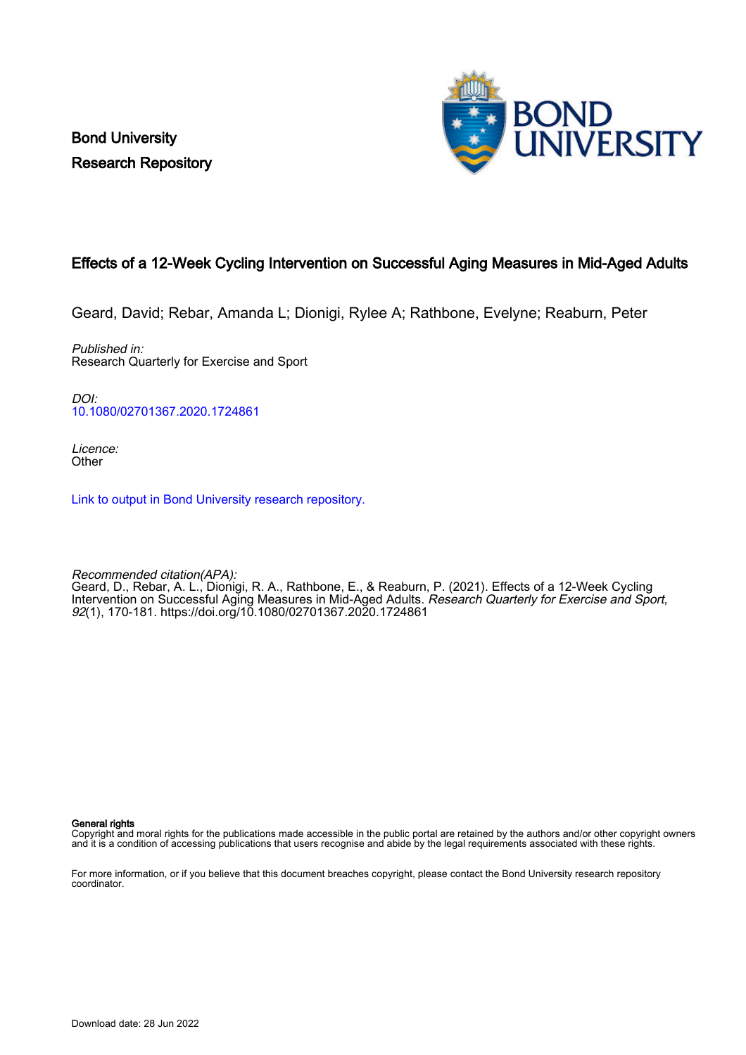Bond University
Research Repository

# Effects of a 12-Week Cycling Intervention on Successful Aging Measures in Mid-Aged Adults

Geard, David; Rebar, Amanda L; Dionigi, Rylee A; Rathbone, Evelyne; Reaburn, Peter

*Published in:*
Research Quarterly for Exercise and Sport

*DOI:*
10.1080/02701367.2020.1724861

*Licence:*
Other

Link to output in Bond University research repository.

*Recommended citation(APA):*
Geard, D., Rebar, A. L., Dionigi, R. A., Rathbone, E., & Reaburn, P. (2021). Effects of a 12-Week Cycling Intervention on Successful Aging Measures in Mid-Aged Adults. *Research Quarterly for Exercise and Sport*, *92*(1), 170-181. https://doi.org/10.1080/02701367.2020.1724861

**General rights**
Copyright and moral rights for the publications made accessible in the public portal are retained by the authors and/or other copyright owners and it is a condition of accessing publications that users recognise and abide by the legal requirements associated with these rights.

For more information, or if you believe that this document breaches copyright, please contact the Bond University research repository coordinator.

Download date: 28 Jun 2022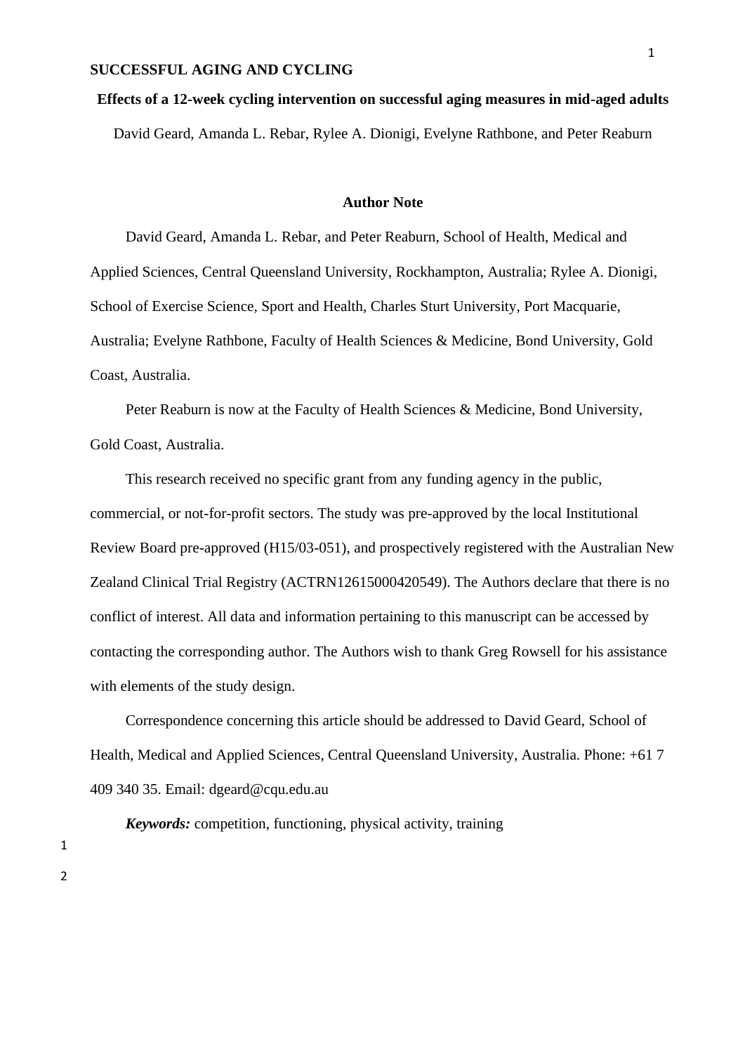**SUCCESSFUL AGING AND CYCLING**

# Effects of a 12-week cycling intervention on successful aging measures in mid-aged adults

David Geard, Amanda L. Rebar, Rylee A. Dionigi, Evelyne Rathbone, and Peter Reaburn

## Author Note

David Geard, Amanda L. Rebar, and Peter Reaburn, School of Health, Medical and Applied Sciences, Central Queensland University, Rockhampton, Australia; Rylee A. Dionigi, School of Exercise Science, Sport and Health, Charles Sturt University, Port Macquarie, Australia; Evelyne Rathbone, Faculty of Health Sciences & Medicine, Bond University, Gold Coast, Australia.

Peter Reaburn is now at the Faculty of Health Sciences & Medicine, Bond University, Gold Coast, Australia.

This research received no specific grant from any funding agency in the public, commercial, or not-for-profit sectors. The study was pre-approved by the local Institutional Review Board pre-approved (H15/03-051), and prospectively registered with the Australian New Zealand Clinical Trial Registry (ACTRN12615000420549). The Authors declare that there is no conflict of interest. All data and information pertaining to this manuscript can be accessed by contacting the corresponding author. The Authors wish to thank Greg Rowsell for his assistance with elements of the study design.

Correspondence concerning this article should be addressed to David Geard, School of Health, Medical and Applied Sciences, Central Queensland University, Australia. Phone: +61 7 409 340 35. Email: dgeard@cqu.edu.au

***Keywords:*** competition, functioning, physical activity, training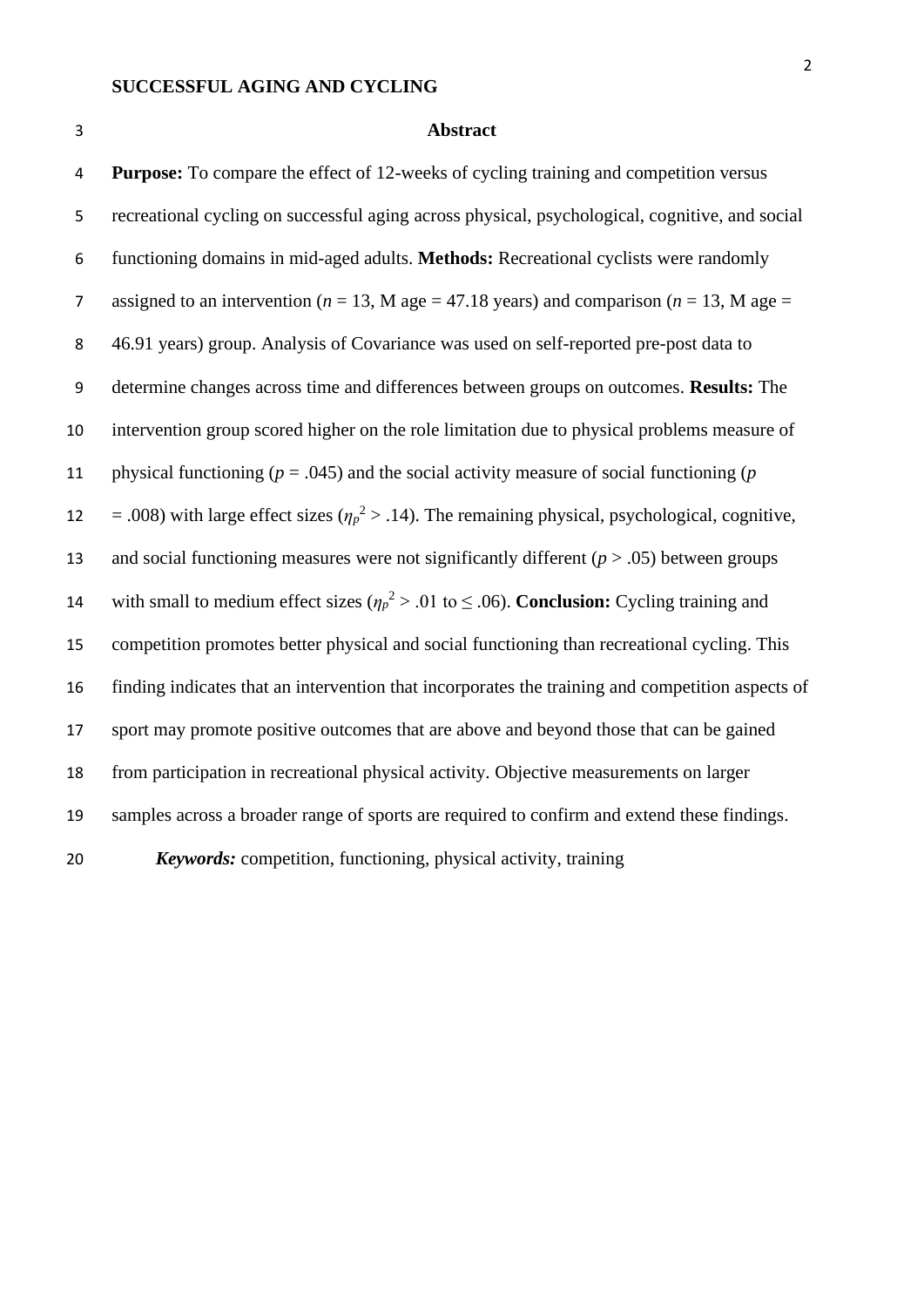## Abstract

**Purpose:** To compare the effect of 12-weeks of cycling training and competition versus recreational cycling on successful aging across physical, psychological, cognitive, and social functioning domains in mid-aged adults. **Methods:** Recreational cyclists were randomly assigned to an intervention ($n$ = 13, M age = 47.18 years) and comparison ($n$ = 13, M age = 46.91 years) group. Analysis of Covariance was used on self-reported pre-post data to determine changes across time and differences between groups on outcomes. **Results:** The intervention group scored higher on the role limitation due to physical problems measure of physical functioning ($p$ = .045) and the social activity measure of social functioning ($p$ = .008) with large effect sizes ($\eta_p^2 > .14$). The remaining physical, psychological, cognitive, and social functioning measures were not significantly different ($p > .05$) between groups with small to medium effect sizes ($\eta_p^2 > .01$ to $\leq .06$). **Conclusion:** Cycling training and competition promotes better physical and social functioning than recreational cycling. This finding indicates that an intervention that incorporates the training and competition aspects of sport may promote positive outcomes that are above and beyond those that can be gained from participation in recreational physical activity. Objective measurements on larger samples across a broader range of sports are required to confirm and extend these findings.

***Keywords:*** competition, functioning, physical activity, training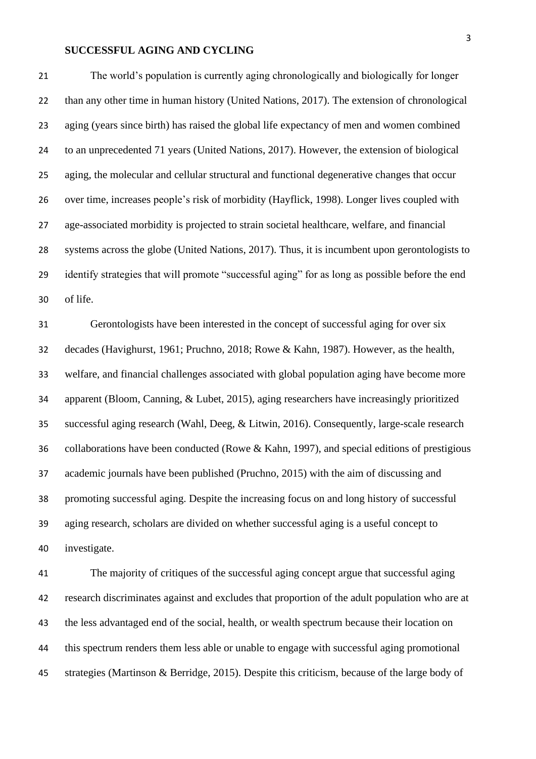## SUCCESSFUL AGING AND CYCLING

The world's population is currently aging chronologically and biologically for longer than any other time in human history (United Nations, 2017). The extension of chronological aging (years since birth) has raised the global life expectancy of men and women combined to an unprecedented 71 years (United Nations, 2017). However, the extension of biological aging, the molecular and cellular structural and functional degenerative changes that occur over time, increases people's risk of morbidity (Hayflick, 1998). Longer lives coupled with age-associated morbidity is projected to strain societal healthcare, welfare, and financial systems across the globe (United Nations, 2017). Thus, it is incumbent upon gerontologists to identify strategies that will promote "successful aging" for as long as possible before the end of life.

Gerontologists have been interested in the concept of successful aging for over six decades (Havighurst, 1961; Pruchno, 2018; Rowe & Kahn, 1987). However, as the health, welfare, and financial challenges associated with global population aging have become more apparent (Bloom, Canning, & Lubet, 2015), aging researchers have increasingly prioritized successful aging research (Wahl, Deeg, & Litwin, 2016). Consequently, large-scale research collaborations have been conducted (Rowe & Kahn, 1997), and special editions of prestigious academic journals have been published (Pruchno, 2015) with the aim of discussing and promoting successful aging. Despite the increasing focus on and long history of successful aging research, scholars are divided on whether successful aging is a useful concept to investigate.

The majority of critiques of the successful aging concept argue that successful aging research discriminates against and excludes that proportion of the adult population who are at the less advantaged end of the social, health, or wealth spectrum because their location on this spectrum renders them less able or unable to engage with successful aging promotional strategies (Martinson & Berridge, 2015). Despite this criticism, because of the large body of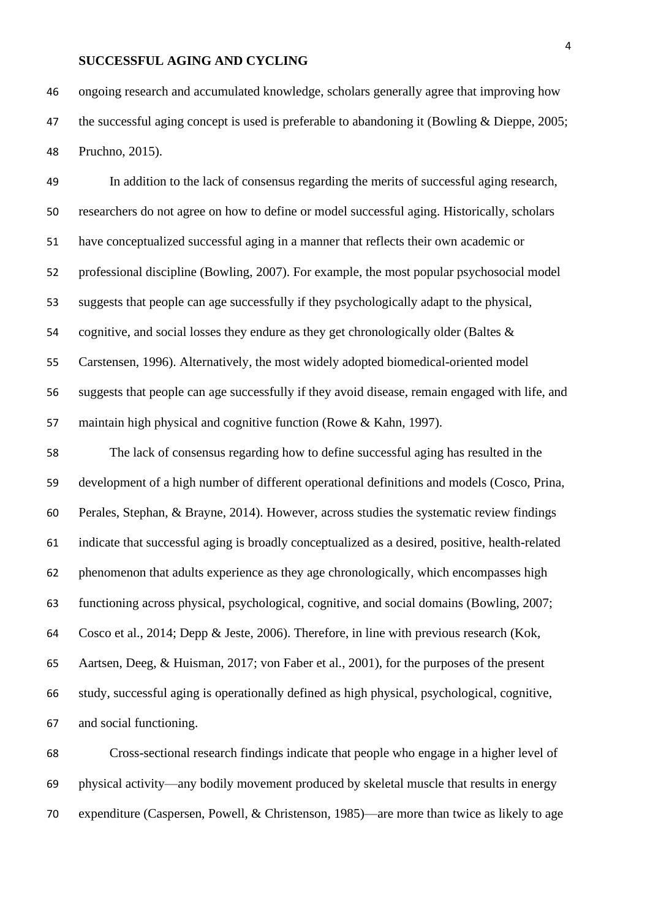ongoing research and accumulated knowledge, scholars generally agree that improving how the successful aging concept is used is preferable to abandoning it (Bowling & Dieppe, 2005; Pruchno, 2015).

In addition to the lack of consensus regarding the merits of successful aging research, researchers do not agree on how to define or model successful aging. Historically, scholars have conceptualized successful aging in a manner that reflects their own academic or professional discipline (Bowling, 2007). For example, the most popular psychosocial model suggests that people can age successfully if they psychologically adapt to the physical, cognitive, and social losses they endure as they get chronologically older (Baltes & Carstensen, 1996). Alternatively, the most widely adopted biomedical-oriented model suggests that people can age successfully if they avoid disease, remain engaged with life, and maintain high physical and cognitive function (Rowe & Kahn, 1997).

The lack of consensus regarding how to define successful aging has resulted in the development of a high number of different operational definitions and models (Cosco, Prina, Perales, Stephan, & Brayne, 2014). However, across studies the systematic review findings indicate that successful aging is broadly conceptualized as a desired, positive, health-related phenomenon that adults experience as they age chronologically, which encompasses high functioning across physical, psychological, cognitive, and social domains (Bowling, 2007; Cosco et al., 2014; Depp & Jeste, 2006). Therefore, in line with previous research (Kok, Aartsen, Deeg, & Huisman, 2017; von Faber et al., 2001), for the purposes of the present study, successful aging is operationally defined as high physical, psychological, cognitive, and social functioning.

Cross-sectional research findings indicate that people who engage in a higher level of physical activity—any bodily movement produced by skeletal muscle that results in energy expenditure (Caspersen, Powell, & Christenson, 1985)—are more than twice as likely to age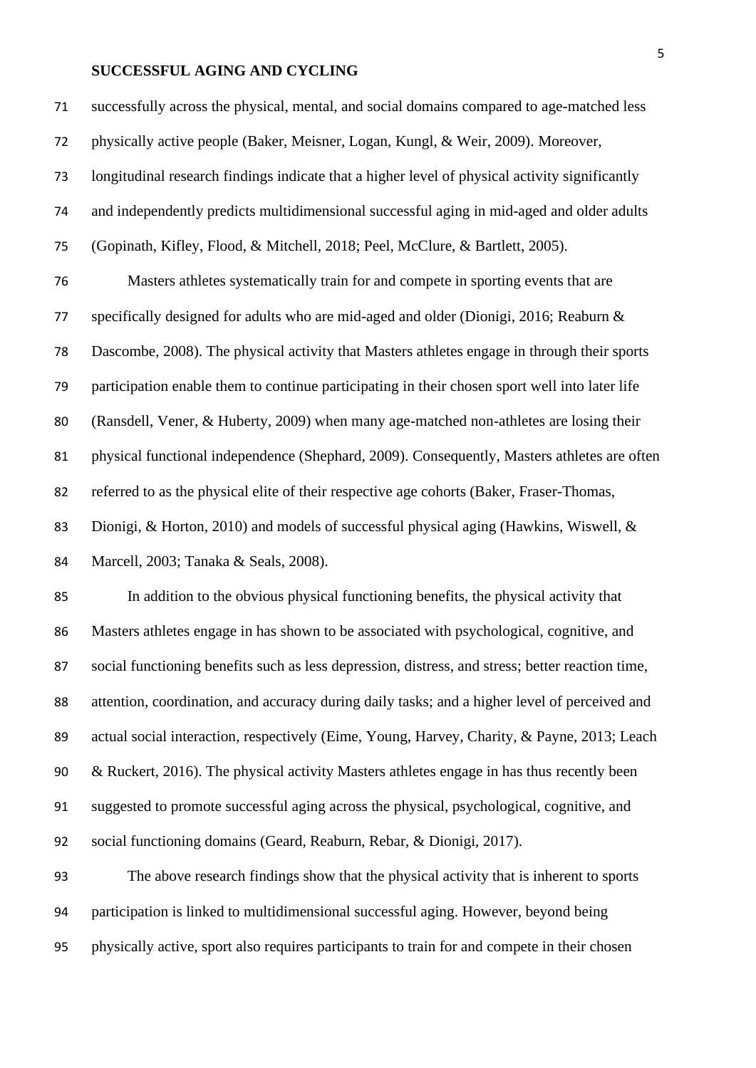successfully across the physical, mental, and social domains compared to age-matched less physically active people (Baker, Meisner, Logan, Kungl, & Weir, 2009). Moreover, longitudinal research findings indicate that a higher level of physical activity significantly and independently predicts multidimensional successful aging in mid-aged and older adults (Gopinath, Kifley, Flood, & Mitchell, 2018; Peel, McClure, & Bartlett, 2005).

Masters athletes systematically train for and compete in sporting events that are specifically designed for adults who are mid-aged and older (Dionigi, 2016; Reaburn & Dascombe, 2008). The physical activity that Masters athletes engage in through their sports participation enable them to continue participating in their chosen sport well into later life (Ransdell, Vener, & Huberty, 2009) when many age-matched non-athletes are losing their physical functional independence (Shephard, 2009). Consequently, Masters athletes are often referred to as the physical elite of their respective age cohorts (Baker, Fraser-Thomas, Dionigi, & Horton, 2010) and models of successful physical aging (Hawkins, Wiswell, & Marcell, 2003; Tanaka & Seals, 2008).

In addition to the obvious physical functioning benefits, the physical activity that Masters athletes engage in has shown to be associated with psychological, cognitive, and social functioning benefits such as less depression, distress, and stress; better reaction time, attention, coordination, and accuracy during daily tasks; and a higher level of perceived and actual social interaction, respectively (Eime, Young, Harvey, Charity, & Payne, 2013; Leach & Ruckert, 2016). The physical activity Masters athletes engage in has thus recently been suggested to promote successful aging across the physical, psychological, cognitive, and social functioning domains (Geard, Reaburn, Rebar, & Dionigi, 2017).

The above research findings show that the physical activity that is inherent to sports participation is linked to multidimensional successful aging. However, beyond being physically active, sport also requires participants to train for and compete in their chosen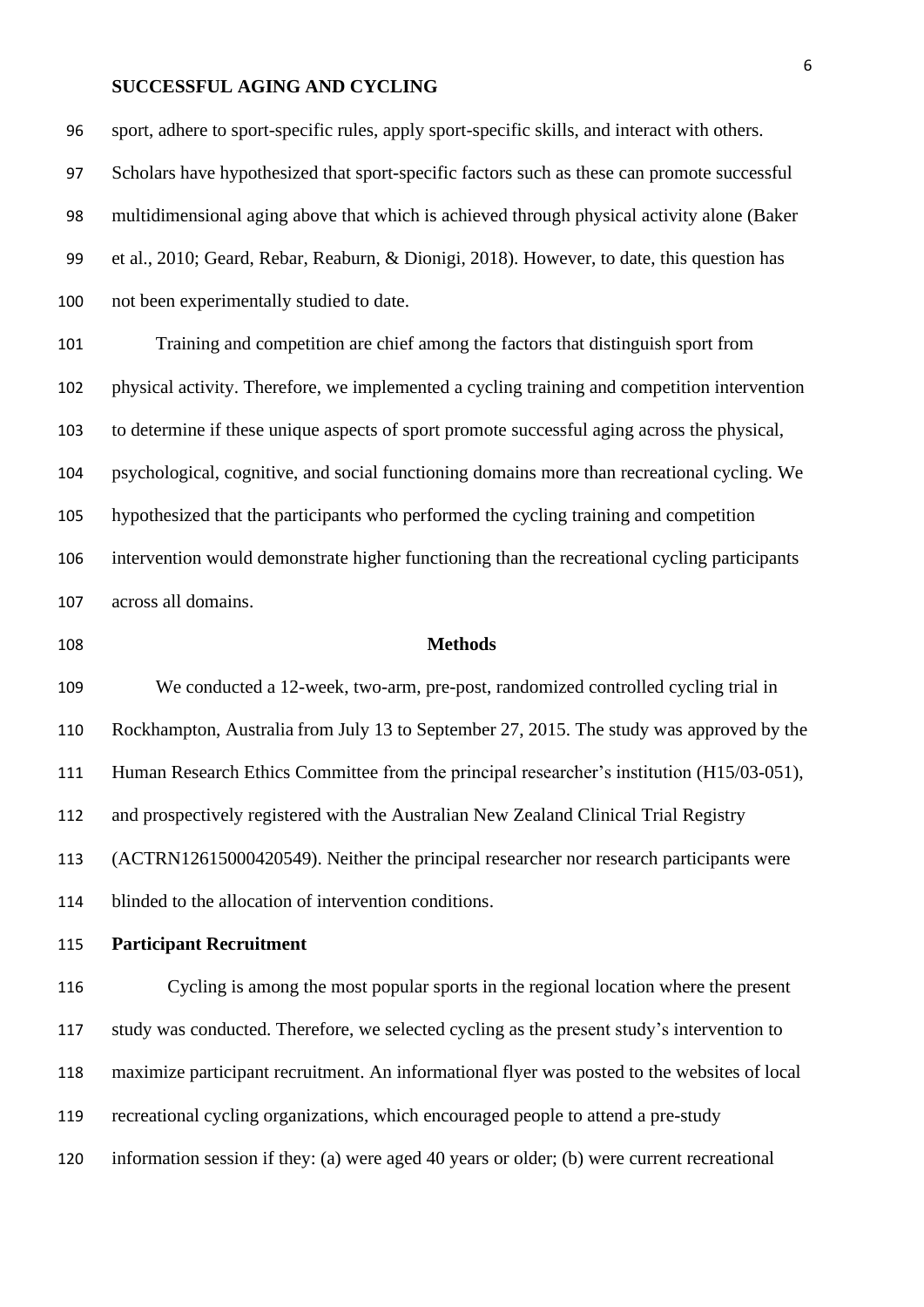sport, adhere to sport-specific rules, apply sport-specific skills, and interact with others. Scholars have hypothesized that sport-specific factors such as these can promote successful multidimensional aging above that which is achieved through physical activity alone (Baker et al., 2010; Geard, Rebar, Reaburn, & Dionigi, 2018). However, to date, this question has not been experimentally studied to date.

Training and competition are chief among the factors that distinguish sport from physical activity. Therefore, we implemented a cycling training and competition intervention to determine if these unique aspects of sport promote successful aging across the physical, psychological, cognitive, and social functioning domains more than recreational cycling. We hypothesized that the participants who performed the cycling training and competition intervention would demonstrate higher functioning than the recreational cycling participants across all domains.

## Methods

We conducted a 12-week, two-arm, pre-post, randomized controlled cycling trial in Rockhampton, Australia from July 13 to September 27, 2015. The study was approved by the Human Research Ethics Committee from the principal researcher's institution (H15/03-051), and prospectively registered with the Australian New Zealand Clinical Trial Registry (ACTRN12615000420549). Neither the principal researcher nor research participants were blinded to the allocation of intervention conditions.

### Participant Recruitment

Cycling is among the most popular sports in the regional location where the present study was conducted. Therefore, we selected cycling as the present study's intervention to maximize participant recruitment. An informational flyer was posted to the websites of local recreational cycling organizations, which encouraged people to attend a pre-study information session if they: (a) were aged 40 years or older; (b) were current recreational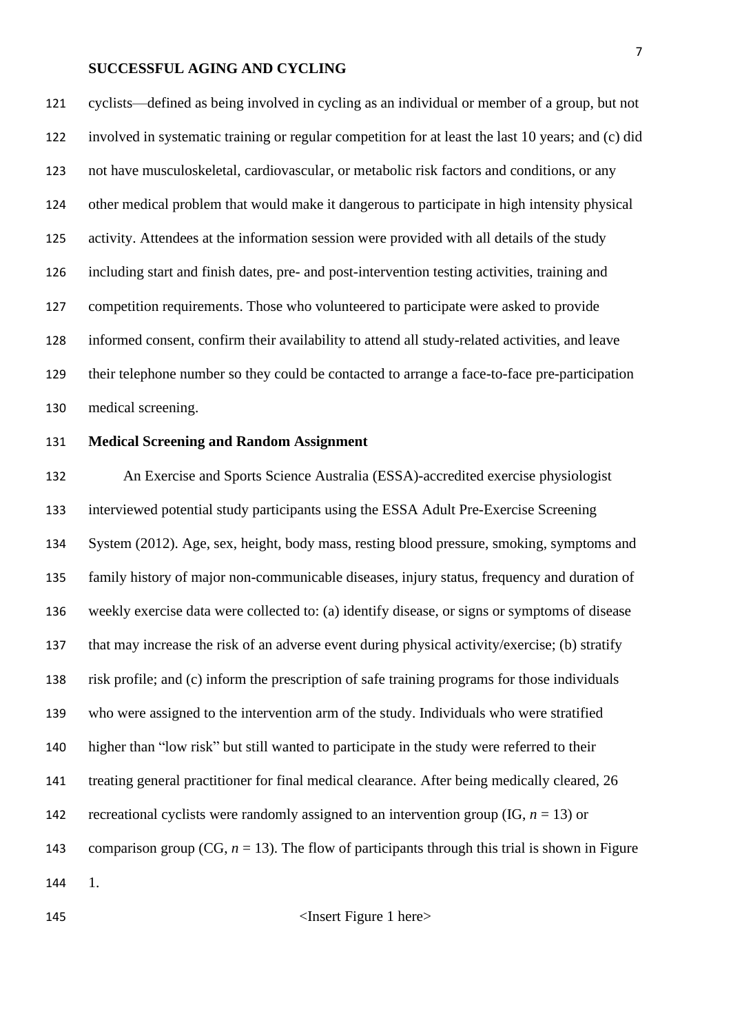cyclists—defined as being involved in cycling as an individual or member of a group, but not involved in systematic training or regular competition for at least the last 10 years; and (c) did not have musculoskeletal, cardiovascular, or metabolic risk factors and conditions, or any other medical problem that would make it dangerous to participate in high intensity physical activity. Attendees at the information session were provided with all details of the study including start and finish dates, pre- and post-intervention testing activities, training and competition requirements. Those who volunteered to participate were asked to provide informed consent, confirm their availability to attend all study-related activities, and leave their telephone number so they could be contacted to arrange a face-to-face pre-participation medical screening.

**Medical Screening and Random Assignment**

An Exercise and Sports Science Australia (ESSA)-accredited exercise physiologist interviewed potential study participants using the ESSA Adult Pre-Exercise Screening System (2012). Age, sex, height, body mass, resting blood pressure, smoking, symptoms and family history of major non-communicable diseases, injury status, frequency and duration of weekly exercise data were collected to: (a) identify disease, or signs or symptoms of disease that may increase the risk of an adverse event during physical activity/exercise; (b) stratify risk profile; and (c) inform the prescription of safe training programs for those individuals who were assigned to the intervention arm of the study. Individuals who were stratified higher than "low risk" but still wanted to participate in the study were referred to their treating general practitioner for final medical clearance. After being medically cleared, 26 recreational cyclists were randomly assigned to an intervention group (IG, $n$ = 13) or comparison group (CG, $n$ = 13). The flow of participants through this trial is shown in Figure 1.

<Insert Figure 1 here>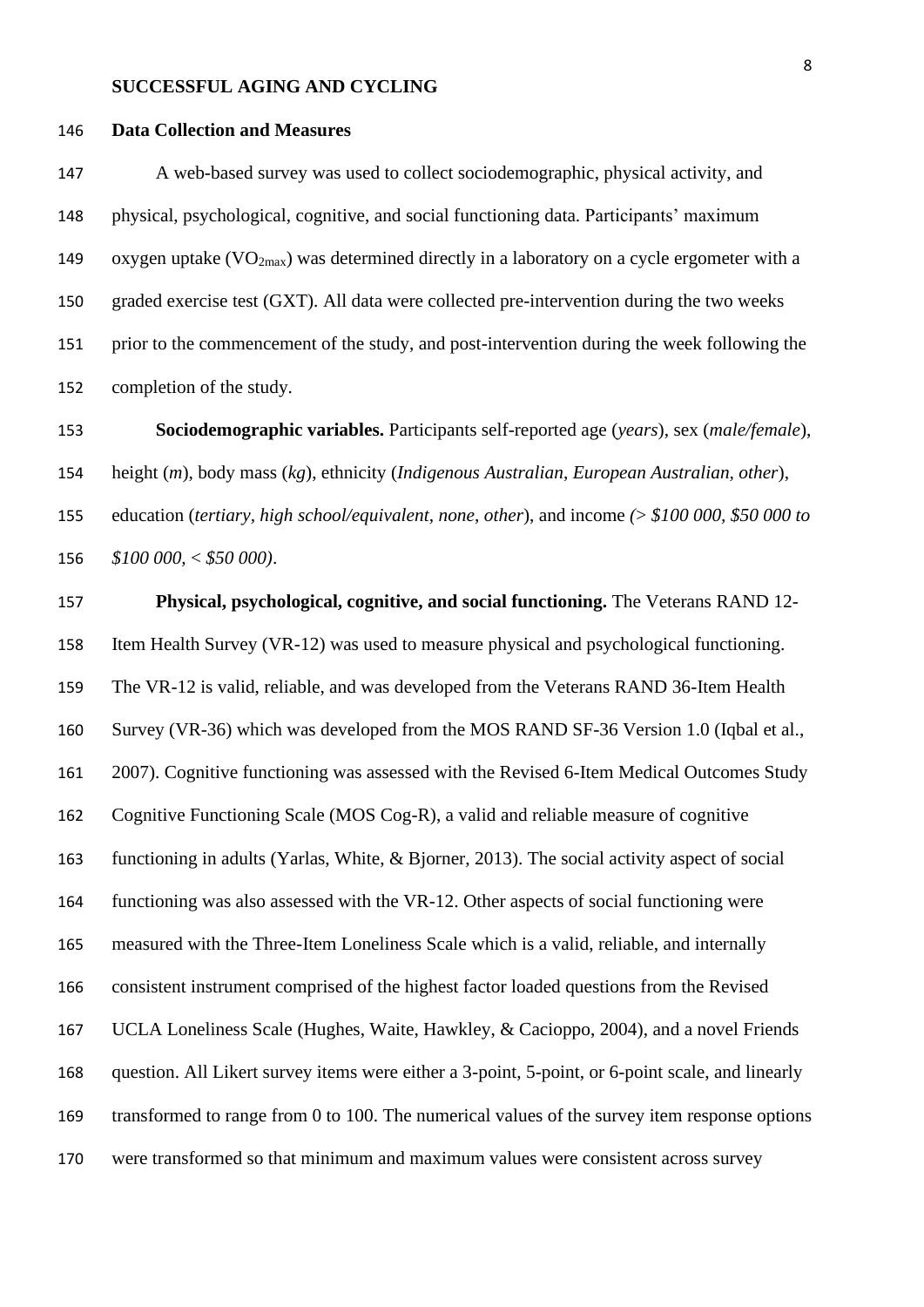## Data Collection and Measures

A web-based survey was used to collect sociodemographic, physical activity, and physical, psychological, cognitive, and social functioning data. Participants' maximum oxygen uptake ($VO_{2max}$) was determined directly in a laboratory on a cycle ergometer with a graded exercise test (GXT). All data were collected pre-intervention during the two weeks prior to the commencement of the study, and post-intervention during the week following the completion of the study.

**Sociodemographic variables.** Participants self-reported age (*years*), sex (*male/female*), height (*m*), body mass (*kg*), ethnicity (*Indigenous Australian*, *European Australian*, *other*), education (*tertiary*, *high school/equivalent*, *none*, *other*), and income *(> $100 000, $50 000 to $100 000, < $50 000)*.

**Physical, psychological, cognitive, and social functioning.** The Veterans RAND 12-Item Health Survey (VR-12) was used to measure physical and psychological functioning. The VR-12 is valid, reliable, and was developed from the Veterans RAND 36-Item Health Survey (VR-36) which was developed from the MOS RAND SF-36 Version 1.0 (Iqbal et al., 2007). Cognitive functioning was assessed with the Revised 6-Item Medical Outcomes Study Cognitive Functioning Scale (MOS Cog-R), a valid and reliable measure of cognitive functioning in adults (Yarlas, White, & Bjorner, 2013). The social activity aspect of social functioning was also assessed with the VR-12. Other aspects of social functioning were measured with the Three-Item Loneliness Scale which is a valid, reliable, and internally consistent instrument comprised of the highest factor loaded questions from the Revised UCLA Loneliness Scale (Hughes, Waite, Hawkley, & Cacioppo, 2004), and a novel Friends question. All Likert survey items were either a 3-point, 5-point, or 6-point scale, and linearly transformed to range from 0 to 100. The numerical values of the survey item response options were transformed so that minimum and maximum values were consistent across survey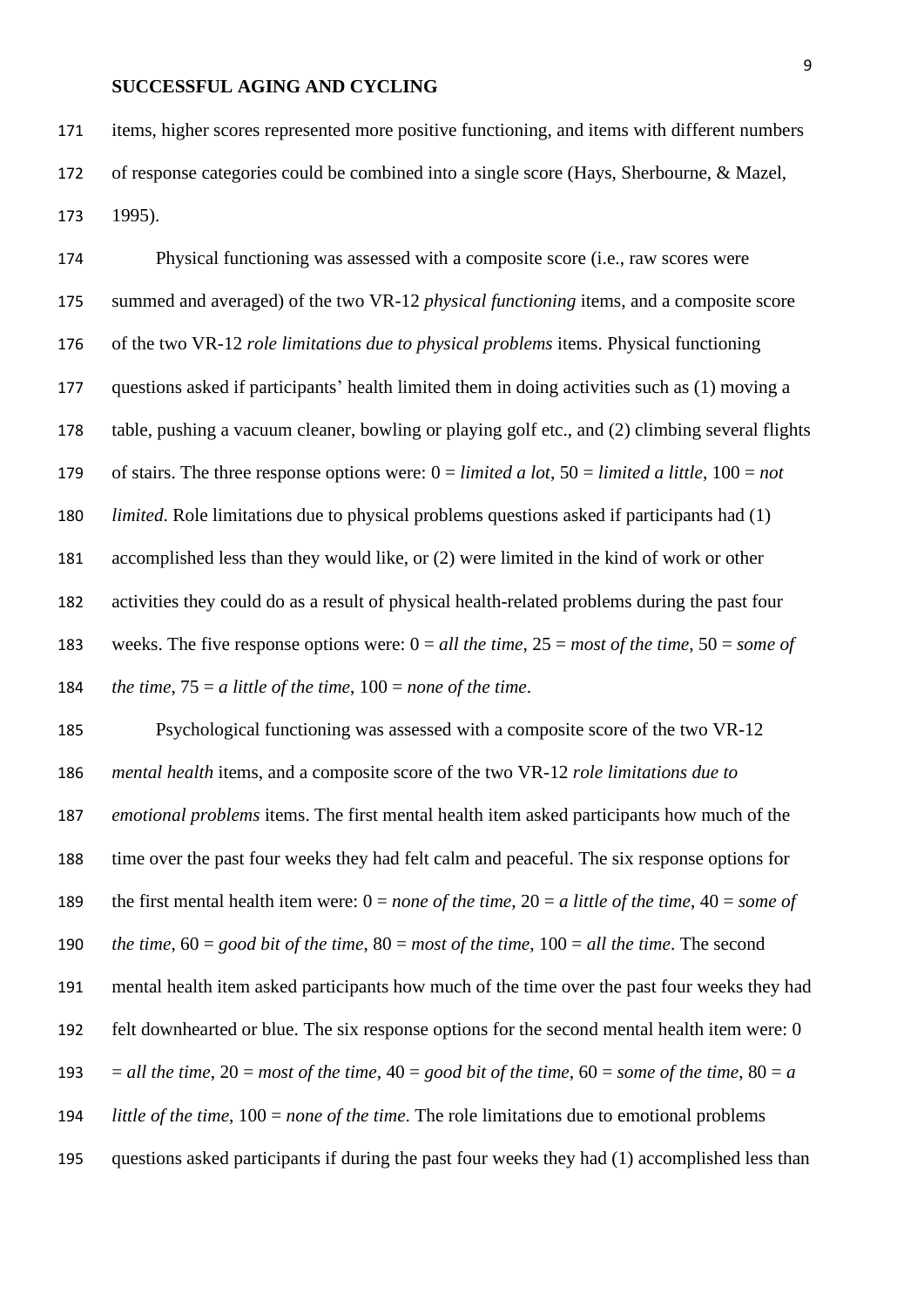items, higher scores represented more positive functioning, and items with different numbers of response categories could be combined into a single score (Hays, Sherbourne, & Mazel, 1995).

Physical functioning was assessed with a composite score (i.e., raw scores were summed and averaged) of the two VR-12 *physical functioning* items, and a composite score of the two VR-12 *role limitations due to physical problems* items. Physical functioning questions asked if participants' health limited them in doing activities such as (1) moving a table, pushing a vacuum cleaner, bowling or playing golf etc., and (2) climbing several flights of stairs. The three response options were: 0 = *limited a lot*, 50 = *limited a little*, 100 = *not limited*. Role limitations due to physical problems questions asked if participants had (1) accomplished less than they would like, or (2) were limited in the kind of work or other activities they could do as a result of physical health-related problems during the past four weeks. The five response options were: 0 = *all the time*, 25 = *most of the time*, 50 = *some of the time*, 75 = *a little of the time*, 100 = *none of the time*.

Psychological functioning was assessed with a composite score of the two VR-12 *mental health* items, and a composite score of the two VR-12 *role limitations due to emotional problems* items. The first mental health item asked participants how much of the time over the past four weeks they had felt calm and peaceful. The six response options for the first mental health item were: 0 = *none of the time*, 20 = *a little of the time*, 40 = *some of the time*, 60 = *good bit of the time*, 80 = *most of the time*, 100 = *all the time*. The second mental health item asked participants how much of the time over the past four weeks they had felt downhearted or blue. The six response options for the second mental health item were: 0 = *all the time*, 20 = *most of the time*, 40 = *good bit of the time*, 60 = *some of the time*, 80 = *a little of the time*, 100 = *none of the time*. The role limitations due to emotional problems questions asked participants if during the past four weeks they had (1) accomplished less than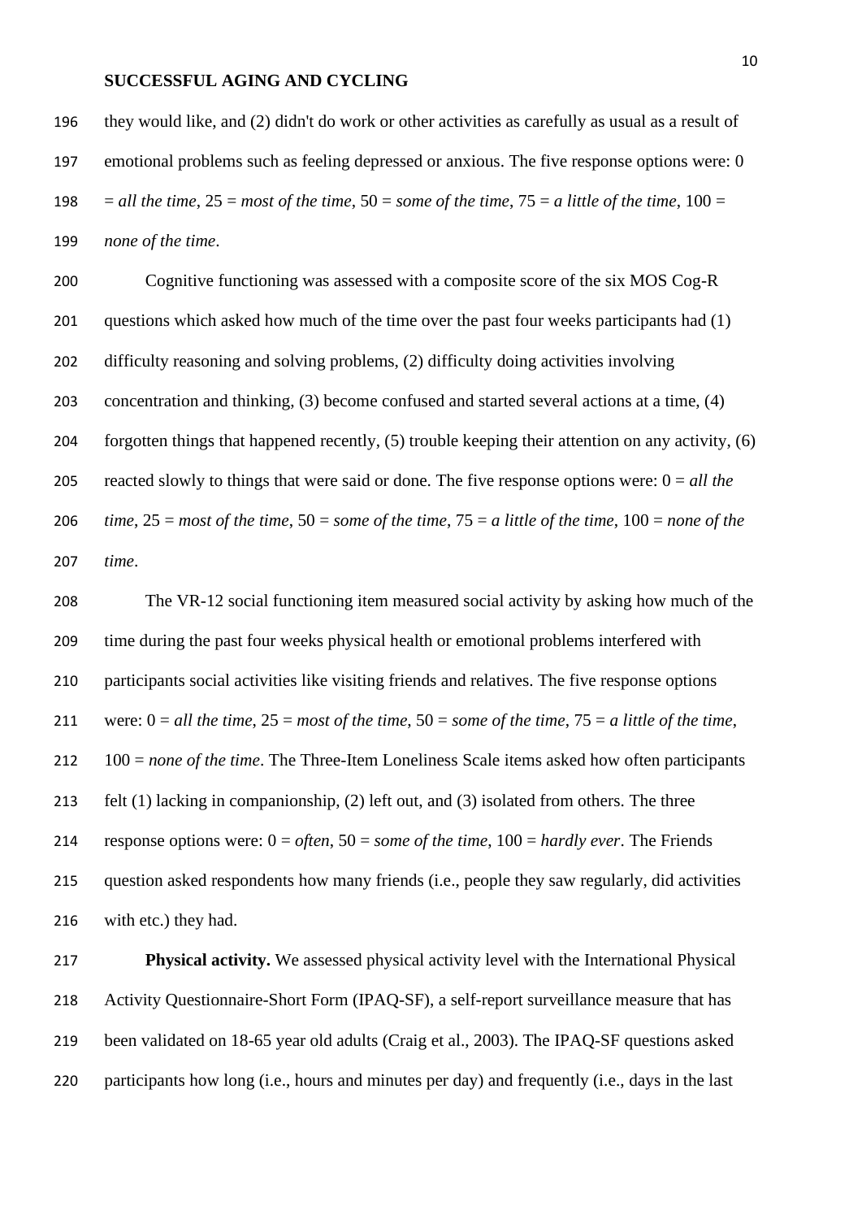they would like, and (2) didn't do work or other activities as carefully as usual as a result of emotional problems such as feeling depressed or anxious. The five response options were: 0 = *all the time*, 25 = *most of the time*, 50 = *some of the time*, 75 = *a little of the time*, 100 = *none of the time*.

Cognitive functioning was assessed with a composite score of the six MOS Cog-R questions which asked how much of the time over the past four weeks participants had (1) difficulty reasoning and solving problems, (2) difficulty doing activities involving concentration and thinking, (3) become confused and started several actions at a time, (4) forgotten things that happened recently, (5) trouble keeping their attention on any activity, (6) reacted slowly to things that were said or done. The five response options were: 0 = *all the time*, 25 = *most of the time*, 50 = *some of the time*, 75 = *a little of the time*, 100 = *none of the time*.

The VR-12 social functioning item measured social activity by asking how much of the time during the past four weeks physical health or emotional problems interfered with participants social activities like visiting friends and relatives. The five response options were: 0 = *all the time*, 25 = *most of the time*, 50 = *some of the time*, 75 = *a little of the time*, 100 = *none of the time*. The Three-Item Loneliness Scale items asked how often participants felt (1) lacking in companionship, (2) left out, and (3) isolated from others. The three response options were: 0 = *often*, 50 = *some of the time*, 100 = *hardly ever*. The Friends question asked respondents how many friends (i.e., people they saw regularly, did activities with etc.) they had.

**Physical activity.** We assessed physical activity level with the International Physical Activity Questionnaire-Short Form (IPAQ-SF), a self-report surveillance measure that has been validated on 18-65 year old adults (Craig et al., 2003). The IPAQ-SF questions asked participants how long (i.e., hours and minutes per day) and frequently (i.e., days in the last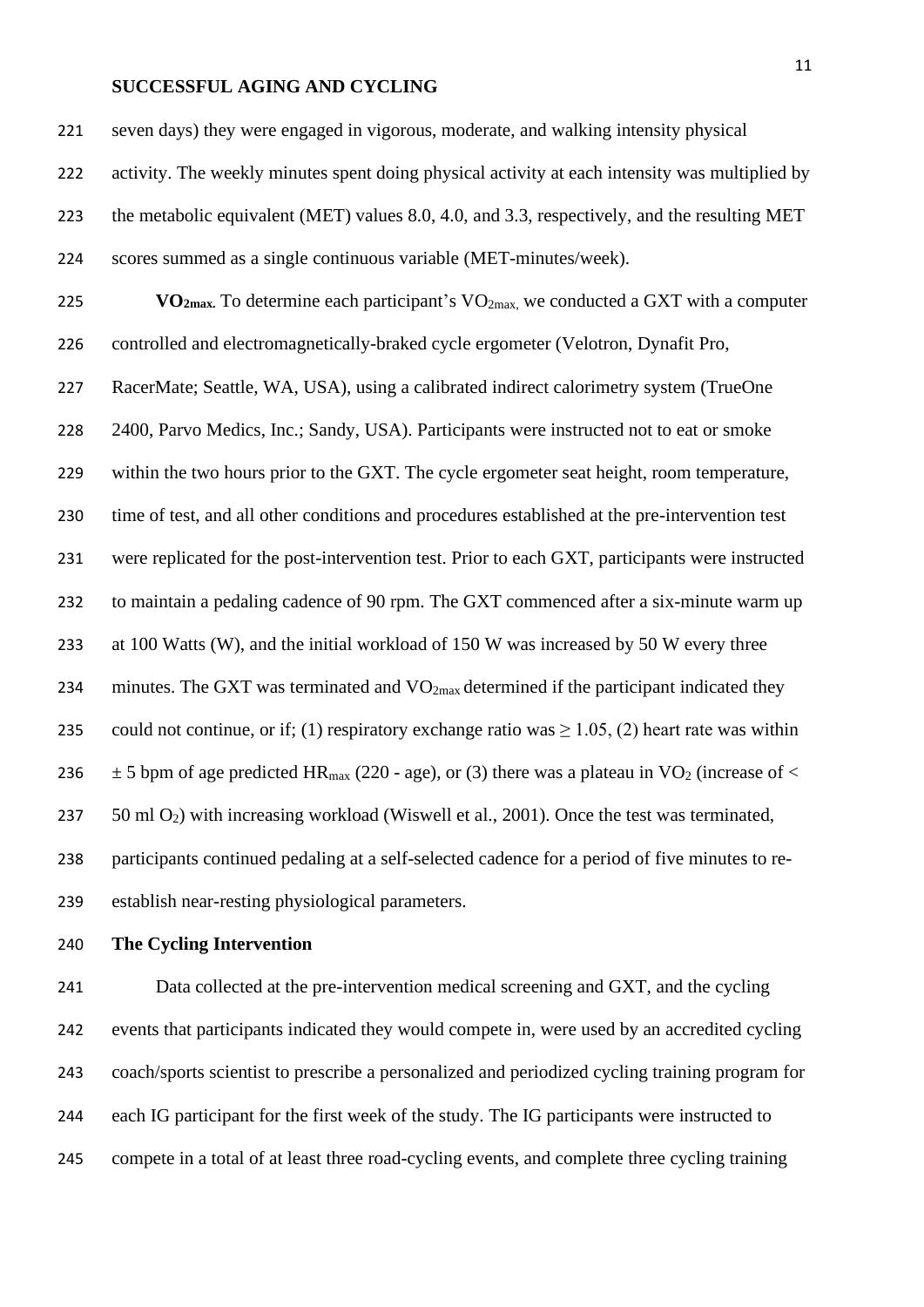seven days) they were engaged in vigorous, moderate, and walking intensity physical activity. The weekly minutes spent doing physical activity at each intensity was multiplied by the metabolic equivalent (MET) values 8.0, 4.0, and 3.3, respectively, and the resulting MET scores summed as a single continuous variable (MET-minutes/week).

**$VO_{2max}$.** To determine each participant's $VO_{2max}$, we conducted a GXT with a computer controlled and electromagnetically-braked cycle ergometer (Velotron, Dynafit Pro, RacerMate; Seattle, WA, USA), using a calibrated indirect calorimetry system (TrueOne 2400, Parvo Medics, Inc.; Sandy, USA). Participants were instructed not to eat or smoke within the two hours prior to the GXT. The cycle ergometer seat height, room temperature, time of test, and all other conditions and procedures established at the pre-intervention test were replicated for the post-intervention test. Prior to each GXT, participants were instructed to maintain a pedaling cadence of 90 rpm. The GXT commenced after a six-minute warm up at 100 Watts (W), and the initial workload of 150 W was increased by 50 W every three minutes. The GXT was terminated and $VO_{2max}$ determined if the participant indicated they could not continue, or if; (1) respiratory exchange ratio was $\geq 1.05$, (2) heart rate was within $\pm$ 5 bpm of age predicted $HR_{max}$ (220 - age), or (3) there was a plateau in $VO_2$ (increase of < 50 ml $O_2$) with increasing workload (Wiswell et al., 2001). Once the test was terminated, participants continued pedaling at a self-selected cadence for a period of five minutes to re-establish near-resting physiological parameters.

## The Cycling Intervention

Data collected at the pre-intervention medical screening and GXT, and the cycling events that participants indicated they would compete in, were used by an accredited cycling coach/sports scientist to prescribe a personalized and periodized cycling training program for each IG participant for the first week of the study. The IG participants were instructed to compete in a total of at least three road-cycling events, and complete three cycling training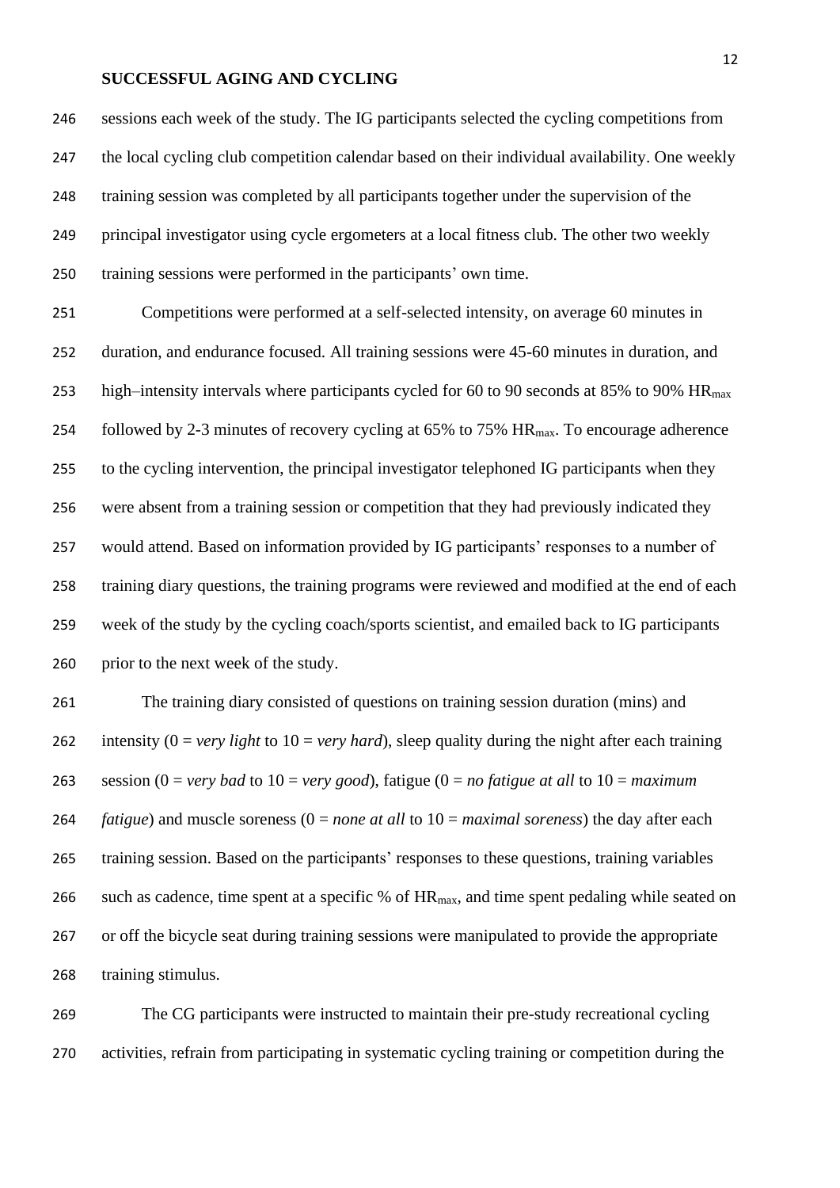sessions each week of the study. The IG participants selected the cycling competitions from the local cycling club competition calendar based on their individual availability. One weekly training session was completed by all participants together under the supervision of the principal investigator using cycle ergometers at a local fitness club. The other two weekly training sessions were performed in the participants' own time.

Competitions were performed at a self-selected intensity, on average 60 minutes in duration, and endurance focused. All training sessions were 45-60 minutes in duration, and high–intensity intervals where participants cycled for 60 to 90 seconds at 85% to 90% $HR_{max}$ followed by 2-3 minutes of recovery cycling at 65% to 75% $HR_{max}$. To encourage adherence to the cycling intervention, the principal investigator telephoned IG participants when they were absent from a training session or competition that they had previously indicated they would attend. Based on information provided by IG participants' responses to a number of training diary questions, the training programs were reviewed and modified at the end of each week of the study by the cycling coach/sports scientist, and emailed back to IG participants prior to the next week of the study.

The training diary consisted of questions on training session duration (mins) and intensity (0 = *very light* to 10 = *very hard*), sleep quality during the night after each training session (0 = *very bad* to 10 = *very good*), fatigue (0 = *no fatigue at all* to 10 = *maximum fatigue*) and muscle soreness (0 = *none at all* to 10 = *maximal soreness*) the day after each training session. Based on the participants' responses to these questions, training variables such as cadence, time spent at a specific % of $HR_{max}$, and time spent pedaling while seated on or off the bicycle seat during training sessions were manipulated to provide the appropriate training stimulus.

The CG participants were instructed to maintain their pre-study recreational cycling activities, refrain from participating in systematic cycling training or competition during the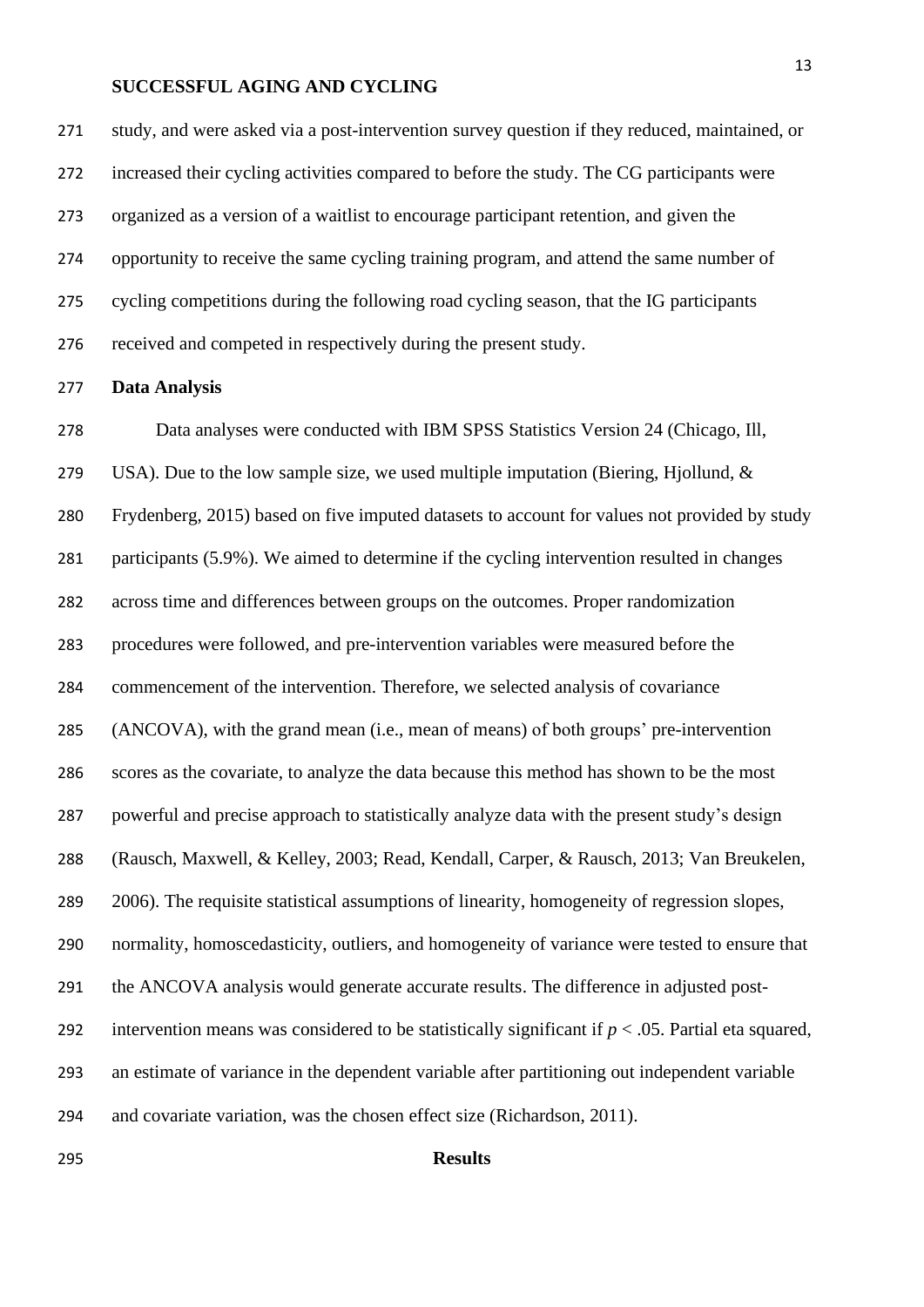study, and were asked via a post-intervention survey question if they reduced, maintained, or increased their cycling activities compared to before the study. The CG participants were organized as a version of a waitlist to encourage participant retention, and given the opportunity to receive the same cycling training program, and attend the same number of cycling competitions during the following road cycling season, that the IG participants received and competed in respectively during the present study.

**Data Analysis**

Data analyses were conducted with IBM SPSS Statistics Version 24 (Chicago, Ill, USA). Due to the low sample size, we used multiple imputation (Biering, Hjollund, & Frydenberg, 2015) based on five imputed datasets to account for values not provided by study participants (5.9%). We aimed to determine if the cycling intervention resulted in changes across time and differences between groups on the outcomes. Proper randomization procedures were followed, and pre-intervention variables were measured before the commencement of the intervention. Therefore, we selected analysis of covariance (ANCOVA), with the grand mean (i.e., mean of means) of both groups' pre-intervention scores as the covariate, to analyze the data because this method has shown to be the most powerful and precise approach to statistically analyze data with the present study's design (Rausch, Maxwell, & Kelley, 2003; Read, Kendall, Carper, & Rausch, 2013; Van Breukelen, 2006). The requisite statistical assumptions of linearity, homogeneity of regression slopes, normality, homoscedasticity, outliers, and homogeneity of variance were tested to ensure that the ANCOVA analysis would generate accurate results. The difference in adjusted post-intervention means was considered to be statistically significant if $p < .05$. Partial eta squared, an estimate of variance in the dependent variable after partitioning out independent variable and covariate variation, was the chosen effect size (Richardson, 2011).

# Results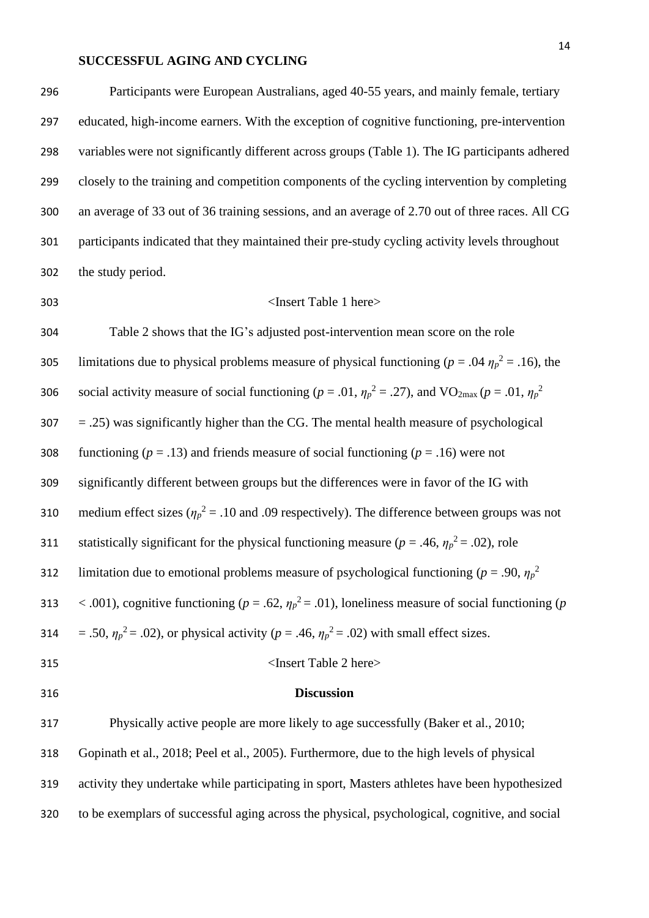Participants were European Australians, aged 40-55 years, and mainly female, tertiary educated, high-income earners. With the exception of cognitive functioning, pre-intervention variables were not significantly different across groups (Table 1). The IG participants adhered closely to the training and competition components of the cycling intervention by completing an average of 33 out of 36 training sessions, and an average of 2.70 out of three races. All CG participants indicated that they maintained their pre-study cycling activity levels throughout the study period.

<Insert Table 1 here>

Table 2 shows that the IG's adjusted post-intervention mean score on the role limitations due to physical problems measure of physical functioning ($p$ = .04 $\eta_p^2$ = .16), the social activity measure of social functioning ($p$ = .01, $\eta_p^2$ = .27), and $VO_{2max}$ ($p$ = .01, $\eta_p^2$ = .25) was significantly higher than the CG. The mental health measure of psychological functioning ($p$ = .13) and friends measure of social functioning ($p$ = .16) were not significantly different between groups but the differences were in favor of the IG with medium effect sizes ($\eta_p^2$ = .10 and .09 respectively). The difference between groups was not statistically significant for the physical functioning measure ($p$ = .46, $\eta_p^2$ = .02), role limitation due to emotional problems measure of psychological functioning ($p$ = .90, $\eta_p^2$ < .001), cognitive functioning ($p$ = .62, $\eta_p^2$ = .01), loneliness measure of social functioning ($p$ = .50, $\eta_p^2$ = .02), or physical activity ($p$ = .46, $\eta_p^2$ = .02) with small effect sizes.

<Insert Table 2 here>

## Discussion

Physically active people are more likely to age successfully (Baker et al., 2010; Gopinath et al., 2018; Peel et al., 2005). Furthermore, due to the high levels of physical activity they undertake while participating in sport, Masters athletes have been hypothesized to be exemplars of successful aging across the physical, psychological, cognitive, and social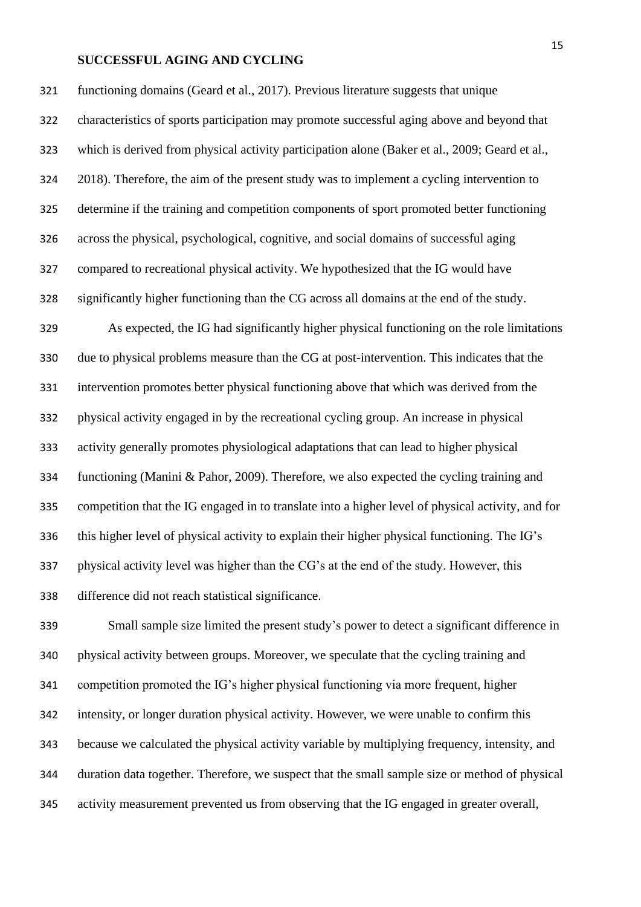functioning domains (Geard et al., 2017). Previous literature suggests that unique characteristics of sports participation may promote successful aging above and beyond that which is derived from physical activity participation alone (Baker et al., 2009; Geard et al., 2018). Therefore, the aim of the present study was to implement a cycling intervention to determine if the training and competition components of sport promoted better functioning across the physical, psychological, cognitive, and social domains of successful aging compared to recreational physical activity. We hypothesized that the IG would have significantly higher functioning than the CG across all domains at the end of the study.

As expected, the IG had significantly higher physical functioning on the role limitations due to physical problems measure than the CG at post-intervention. This indicates that the intervention promotes better physical functioning above that which was derived from the physical activity engaged in by the recreational cycling group. An increase in physical activity generally promotes physiological adaptations that can lead to higher physical functioning (Manini & Pahor, 2009). Therefore, we also expected the cycling training and competition that the IG engaged in to translate into a higher level of physical activity, and for this higher level of physical activity to explain their higher physical functioning. The IG's physical activity level was higher than the CG's at the end of the study. However, this difference did not reach statistical significance.

Small sample size limited the present study's power to detect a significant difference in physical activity between groups. Moreover, we speculate that the cycling training and competition promoted the IG's higher physical functioning via more frequent, higher intensity, or longer duration physical activity. However, we were unable to confirm this because we calculated the physical activity variable by multiplying frequency, intensity, and duration data together. Therefore, we suspect that the small sample size or method of physical activity measurement prevented us from observing that the IG engaged in greater overall,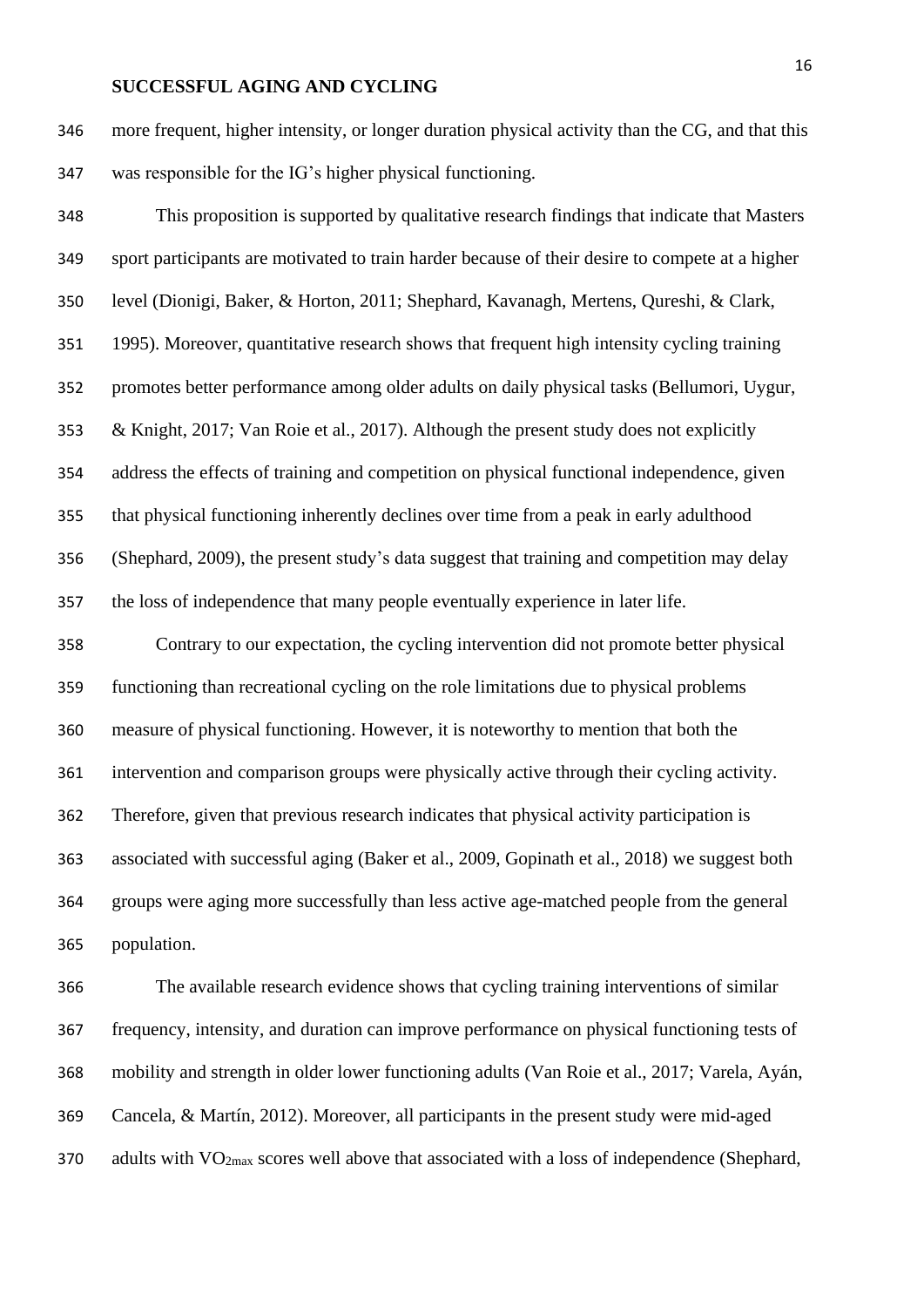more frequent, higher intensity, or longer duration physical activity than the CG, and that this was responsible for the IG's higher physical functioning.

This proposition is supported by qualitative research findings that indicate that Masters sport participants are motivated to train harder because of their desire to compete at a higher level (Dionigi, Baker, & Horton, 2011; Shephard, Kavanagh, Mertens, Qureshi, & Clark, 1995). Moreover, quantitative research shows that frequent high intensity cycling training promotes better performance among older adults on daily physical tasks (Bellumori, Uygur, & Knight, 2017; Van Roie et al., 2017). Although the present study does not explicitly address the effects of training and competition on physical functional independence, given that physical functioning inherently declines over time from a peak in early adulthood (Shephard, 2009), the present study's data suggest that training and competition may delay the loss of independence that many people eventually experience in later life.

Contrary to our expectation, the cycling intervention did not promote better physical functioning than recreational cycling on the role limitations due to physical problems measure of physical functioning. However, it is noteworthy to mention that both the intervention and comparison groups were physically active through their cycling activity. Therefore, given that previous research indicates that physical activity participation is associated with successful aging (Baker et al., 2009, Gopinath et al., 2018) we suggest both groups were aging more successfully than less active age-matched people from the general population.

The available research evidence shows that cycling training interventions of similar frequency, intensity, and duration can improve performance on physical functioning tests of mobility and strength in older lower functioning adults (Van Roie et al., 2017; Varela, Ayán, Cancela, & Martín, 2012). Moreover, all participants in the present study were mid-aged adults with $VO_{2max}$ scores well above that associated with a loss of independence (Shephard,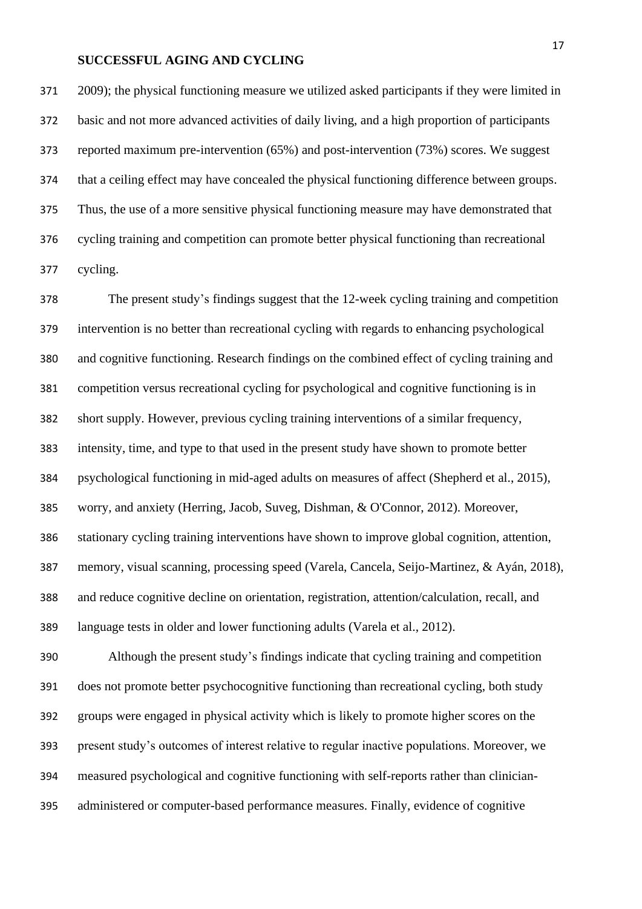2009); the physical functioning measure we utilized asked participants if they were limited in basic and not more advanced activities of daily living, and a high proportion of participants reported maximum pre-intervention (65%) and post-intervention (73%) scores. We suggest that a ceiling effect may have concealed the physical functioning difference between groups. Thus, the use of a more sensitive physical functioning measure may have demonstrated that cycling training and competition can promote better physical functioning than recreational cycling.

The present study's findings suggest that the 12-week cycling training and competition intervention is no better than recreational cycling with regards to enhancing psychological and cognitive functioning. Research findings on the combined effect of cycling training and competition versus recreational cycling for psychological and cognitive functioning is in short supply. However, previous cycling training interventions of a similar frequency, intensity, time, and type to that used in the present study have shown to promote better psychological functioning in mid-aged adults on measures of affect (Shepherd et al., 2015), worry, and anxiety (Herring, Jacob, Suveg, Dishman, & O'Connor, 2012). Moreover, stationary cycling training interventions have shown to improve global cognition, attention, memory, visual scanning, processing speed (Varela, Cancela, Seijo-Martinez, & Ayán, 2018), and reduce cognitive decline on orientation, registration, attention/calculation, recall, and language tests in older and lower functioning adults (Varela et al., 2012).

Although the present study's findings indicate that cycling training and competition does not promote better psychocognitive functioning than recreational cycling, both study groups were engaged in physical activity which is likely to promote higher scores on the present study's outcomes of interest relative to regular inactive populations. Moreover, we measured psychological and cognitive functioning with self-reports rather than clinician-administered or computer-based performance measures. Finally, evidence of cognitive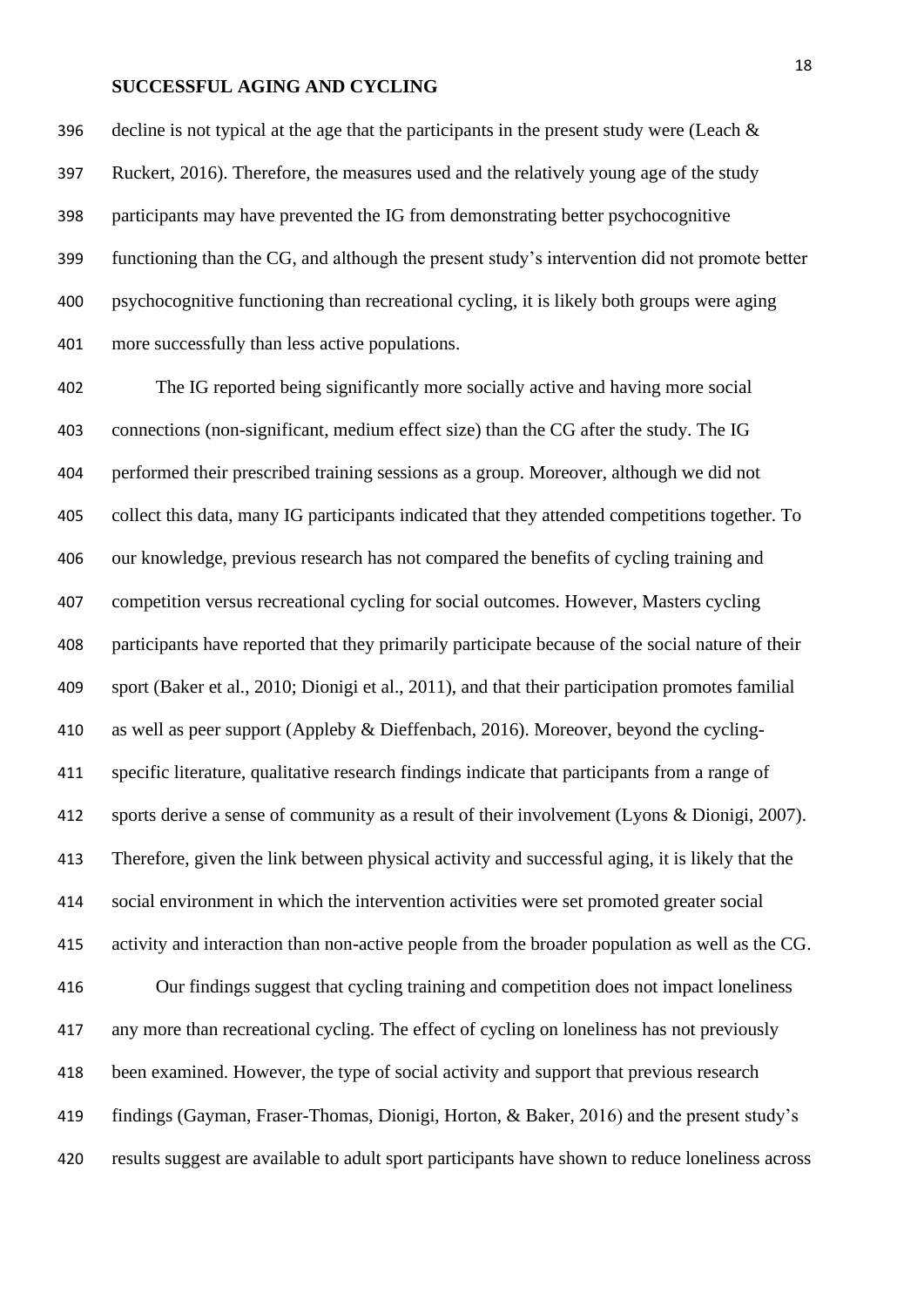decline is not typical at the age that the participants in the present study were (Leach & Ruckert, 2016). Therefore, the measures used and the relatively young age of the study participants may have prevented the IG from demonstrating better psychocognitive functioning than the CG, and although the present study's intervention did not promote better psychocognitive functioning than recreational cycling, it is likely both groups were aging more successfully than less active populations.

The IG reported being significantly more socially active and having more social connections (non-significant, medium effect size) than the CG after the study. The IG performed their prescribed training sessions as a group. Moreover, although we did not collect this data, many IG participants indicated that they attended competitions together. To our knowledge, previous research has not compared the benefits of cycling training and competition versus recreational cycling for social outcomes. However, Masters cycling participants have reported that they primarily participate because of the social nature of their sport (Baker et al., 2010; Dionigi et al., 2011), and that their participation promotes familial as well as peer support (Appleby & Dieffenbach, 2016). Moreover, beyond the cycling-specific literature, qualitative research findings indicate that participants from a range of sports derive a sense of community as a result of their involvement (Lyons & Dionigi, 2007). Therefore, given the link between physical activity and successful aging, it is likely that the social environment in which the intervention activities were set promoted greater social activity and interaction than non-active people from the broader population as well as the CG.

Our findings suggest that cycling training and competition does not impact loneliness any more than recreational cycling. The effect of cycling on loneliness has not previously been examined. However, the type of social activity and support that previous research findings (Gayman, Fraser-Thomas, Dionigi, Horton, & Baker, 2016) and the present study's results suggest are available to adult sport participants have shown to reduce loneliness across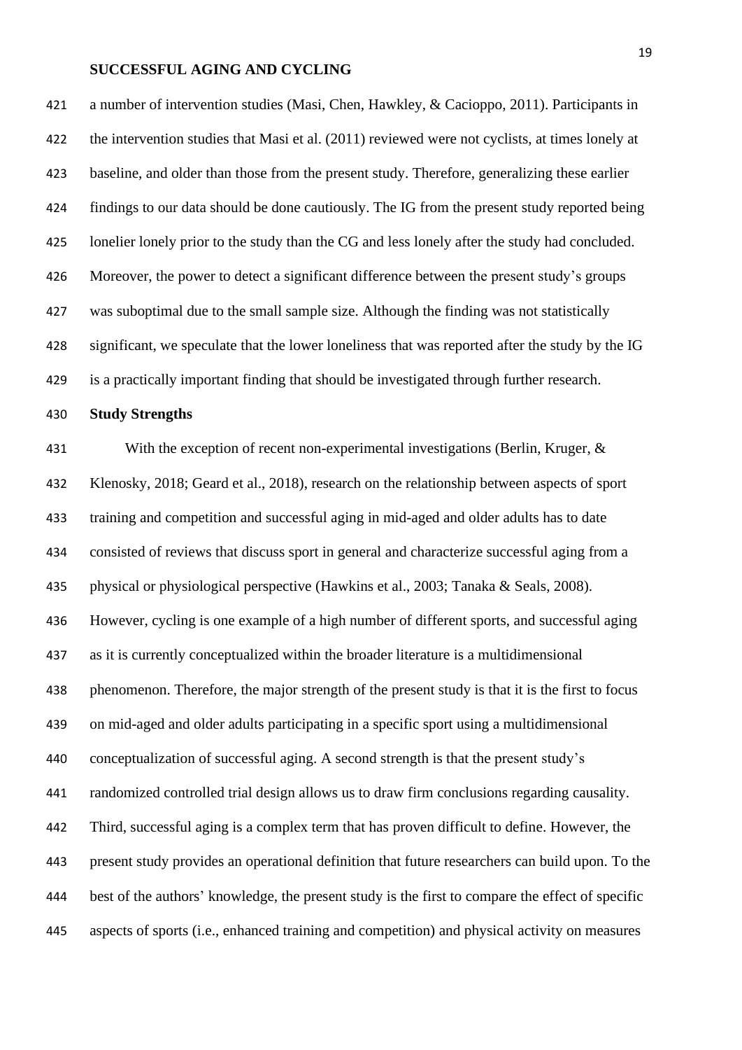a number of intervention studies (Masi, Chen, Hawkley, & Cacioppo, 2011). Participants in the intervention studies that Masi et al. (2011) reviewed were not cyclists, at times lonely at baseline, and older than those from the present study. Therefore, generalizing these earlier findings to our data should be done cautiously. The IG from the present study reported being lonelier lonely prior to the study than the CG and less lonely after the study had concluded. Moreover, the power to detect a significant difference between the present study's groups was suboptimal due to the small sample size. Although the finding was not statistically significant, we speculate that the lower loneliness that was reported after the study by the IG is a practically important finding that should be investigated through further research.

**Study Strengths**

With the exception of recent non-experimental investigations (Berlin, Kruger, & Klenosky, 2018; Geard et al., 2018), research on the relationship between aspects of sport training and competition and successful aging in mid-aged and older adults has to date consisted of reviews that discuss sport in general and characterize successful aging from a physical or physiological perspective (Hawkins et al., 2003; Tanaka & Seals, 2008). However, cycling is one example of a high number of different sports, and successful aging as it is currently conceptualized within the broader literature is a multidimensional phenomenon. Therefore, the major strength of the present study is that it is the first to focus on mid-aged and older adults participating in a specific sport using a multidimensional conceptualization of successful aging. A second strength is that the present study's randomized controlled trial design allows us to draw firm conclusions regarding causality. Third, successful aging is a complex term that has proven difficult to define. However, the present study provides an operational definition that future researchers can build upon. To the best of the authors' knowledge, the present study is the first to compare the effect of specific aspects of sports (i.e., enhanced training and competition) and physical activity on measures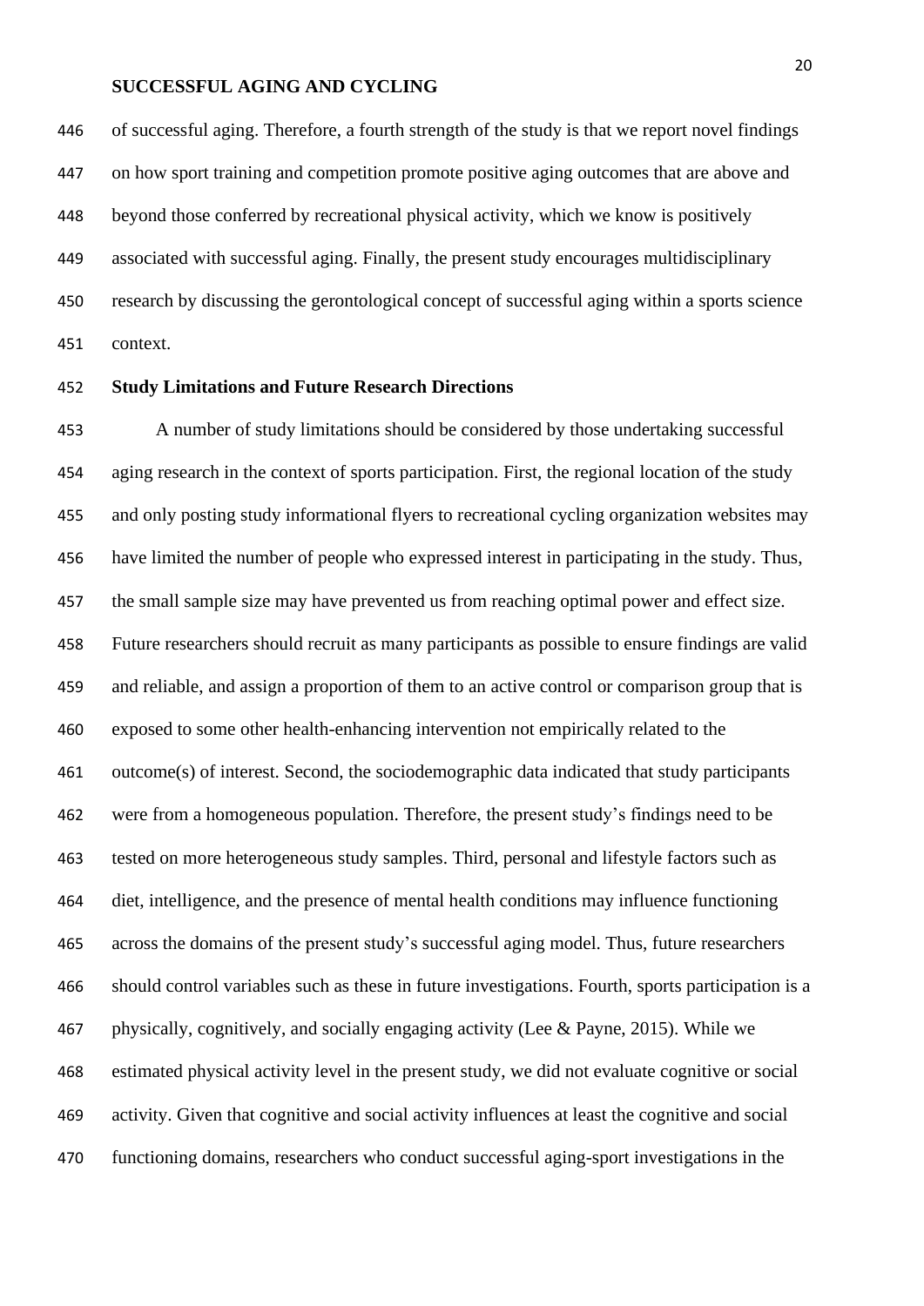of successful aging. Therefore, a fourth strength of the study is that we report novel findings on how sport training and competition promote positive aging outcomes that are above and beyond those conferred by recreational physical activity, which we know is positively associated with successful aging. Finally, the present study encourages multidisciplinary research by discussing the gerontological concept of successful aging within a sports science context.

**Study Limitations and Future Research Directions**

A number of study limitations should be considered by those undertaking successful aging research in the context of sports participation. First, the regional location of the study and only posting study informational flyers to recreational cycling organization websites may have limited the number of people who expressed interest in participating in the study. Thus, the small sample size may have prevented us from reaching optimal power and effect size. Future researchers should recruit as many participants as possible to ensure findings are valid and reliable, and assign a proportion of them to an active control or comparison group that is exposed to some other health-enhancing intervention not empirically related to the outcome(s) of interest. Second, the sociodemographic data indicated that study participants were from a homogeneous population. Therefore, the present study's findings need to be tested on more heterogeneous study samples. Third, personal and lifestyle factors such as diet, intelligence, and the presence of mental health conditions may influence functioning across the domains of the present study's successful aging model. Thus, future researchers should control variables such as these in future investigations. Fourth, sports participation is a physically, cognitively, and socially engaging activity (Lee & Payne, 2015). While we estimated physical activity level in the present study, we did not evaluate cognitive or social activity. Given that cognitive and social activity influences at least the cognitive and social functioning domains, researchers who conduct successful aging-sport investigations in the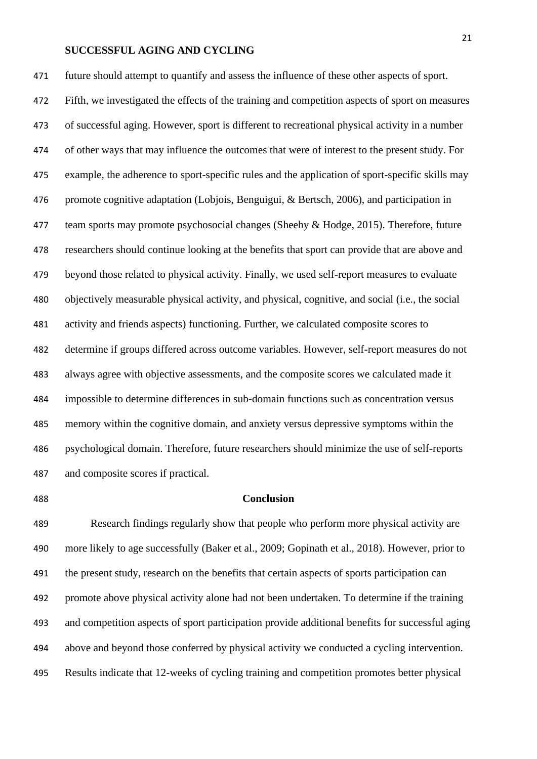future should attempt to quantify and assess the influence of these other aspects of sport. Fifth, we investigated the effects of the training and competition aspects of sport on measures of successful aging. However, sport is different to recreational physical activity in a number of other ways that may influence the outcomes that were of interest to the present study. For example, the adherence to sport-specific rules and the application of sport-specific skills may promote cognitive adaptation (Lobjois, Benguigui, & Bertsch, 2006), and participation in team sports may promote psychosocial changes (Sheehy & Hodge, 2015). Therefore, future researchers should continue looking at the benefits that sport can provide that are above and beyond those related to physical activity. Finally, we used self-report measures to evaluate objectively measurable physical activity, and physical, cognitive, and social (i.e., the social activity and friends aspects) functioning. Further, we calculated composite scores to determine if groups differed across outcome variables. However, self-report measures do not always agree with objective assessments, and the composite scores we calculated made it impossible to determine differences in sub-domain functions such as concentration versus memory within the cognitive domain, and anxiety versus depressive symptoms within the psychological domain. Therefore, future researchers should minimize the use of self-reports and composite scores if practical.

## Conclusion

Research findings regularly show that people who perform more physical activity are more likely to age successfully (Baker et al., 2009; Gopinath et al., 2018). However, prior to the present study, research on the benefits that certain aspects of sports participation can promote above physical activity alone had not been undertaken. To determine if the training and competition aspects of sport participation provide additional benefits for successful aging above and beyond those conferred by physical activity we conducted a cycling intervention. Results indicate that 12-weeks of cycling training and competition promotes better physical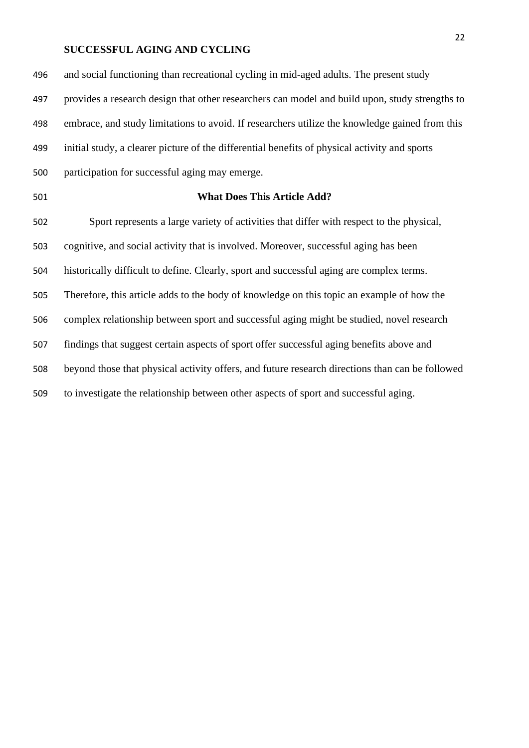and social functioning than recreational cycling in mid-aged adults. The present study provides a research design that other researchers can model and build upon, study strengths to embrace, and study limitations to avoid. If researchers utilize the knowledge gained from this initial study, a clearer picture of the differential benefits of physical activity and sports participation for successful aging may emerge.

## What Does This Article Add?

Sport represents a large variety of activities that differ with respect to the physical, cognitive, and social activity that is involved. Moreover, successful aging has been historically difficult to define. Clearly, sport and successful aging are complex terms. Therefore, this article adds to the body of knowledge on this topic an example of how the complex relationship between sport and successful aging might be studied, novel research findings that suggest certain aspects of sport offer successful aging benefits above and beyond those that physical activity offers, and future research directions than can be followed to investigate the relationship between other aspects of sport and successful aging.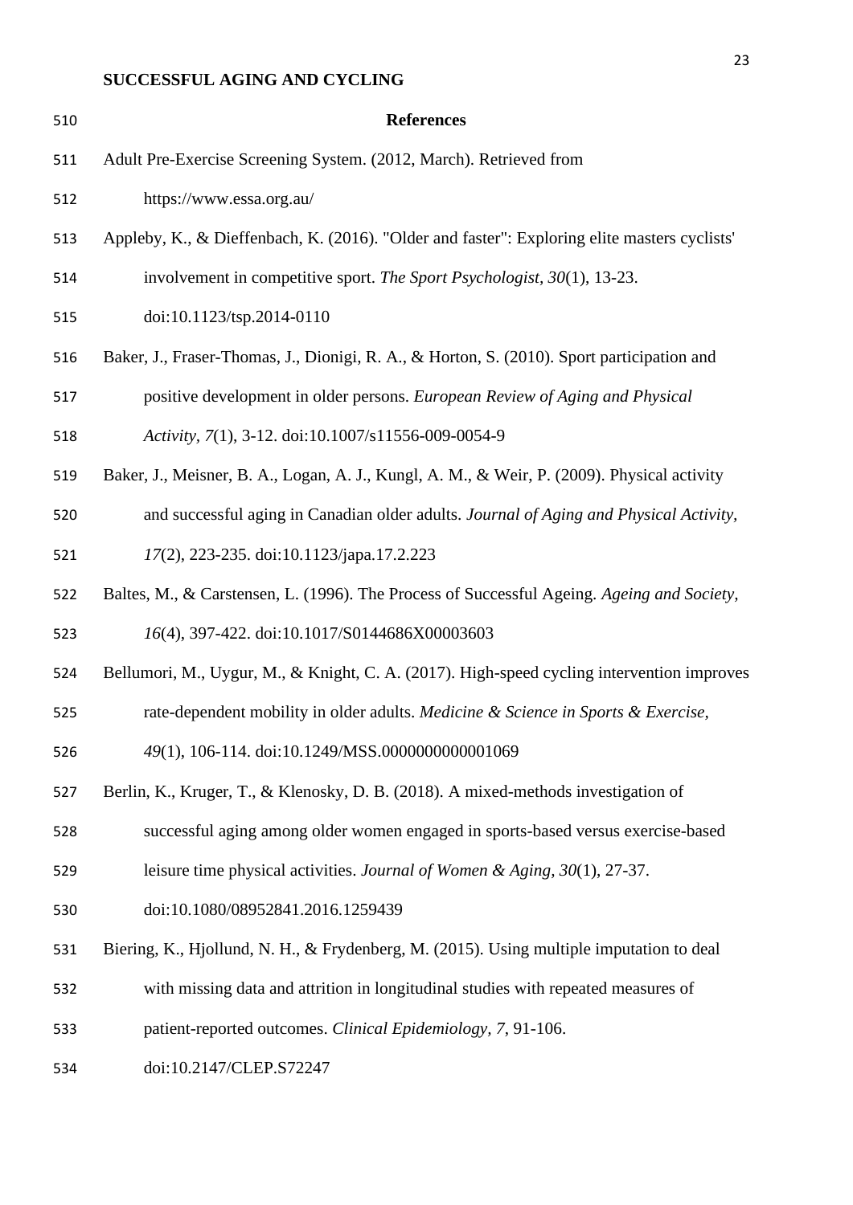# References

Adult Pre-Exercise Screening System. (2012, March). Retrieved from https://www.essa.org.au/

Appleby, K., & Dieffenbach, K. (2016). "Older and faster": Exploring elite masters cyclists' involvement in competitive sport. *The Sport Psychologist, 30*(1), 13-23. doi:10.1123/tsp.2014-0110

Baker, J., Fraser-Thomas, J., Dionigi, R. A., & Horton, S. (2010). Sport participation and positive development in older persons. *European Review of Aging and Physical Activity, 7*(1), 3-12. doi:10.1007/s11556-009-0054-9

Baker, J., Meisner, B. A., Logan, A. J., Kungl, A. M., & Weir, P. (2009). Physical activity and successful aging in Canadian older adults. *Journal of Aging and Physical Activity, 17*(2), 223-235. doi:10.1123/japa.17.2.223

Baltes, M., & Carstensen, L. (1996). The Process of Successful Ageing. *Ageing and Society, 16*(4), 397-422. doi:10.1017/S0144686X00003603

Bellumori, M., Uygur, M., & Knight, C. A. (2017). High-speed cycling intervention improves rate-dependent mobility in older adults. *Medicine & Science in Sports & Exercise, 49*(1), 106-114. doi:10.1249/MSS.0000000000001069

Berlin, K., Kruger, T., & Klenosky, D. B. (2018). A mixed-methods investigation of successful aging among older women engaged in sports-based versus exercise-based leisure time physical activities. *Journal of Women & Aging, 30*(1), 27-37. doi:10.1080/08952841.2016.1259439

Biering, K., Hjollund, N. H., & Frydenberg, M. (2015). Using multiple imputation to deal with missing data and attrition in longitudinal studies with repeated measures of patient-reported outcomes. *Clinical Epidemiology, 7*, 91-106. doi:10.2147/CLEP.S72247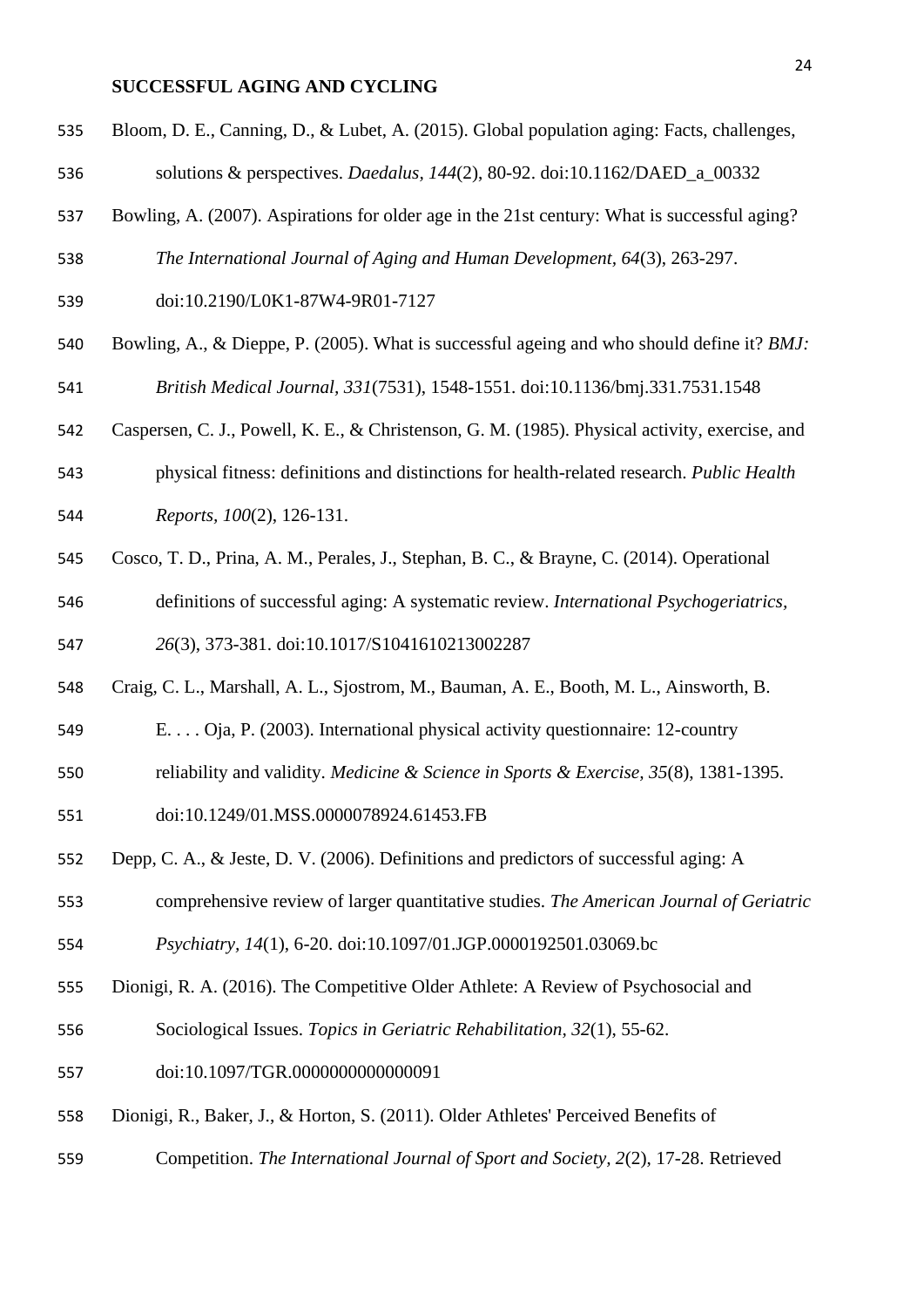Bloom, D. E., Canning, D., & Lubet, A. (2015). Global population aging: Facts, challenges, solutions & perspectives. *Daedalus, 144*(2), 80-92. doi:10.1162/DAED_a_00332

Bowling, A. (2007). Aspirations for older age in the 21st century: What is successful aging? *The International Journal of Aging and Human Development, 64*(3), 263-297. doi:10.2190/L0K1-87W4-9R01-7127

Bowling, A., & Dieppe, P. (2005). What is successful ageing and who should define it? *BMJ: British Medical Journal, 331*(7531), 1548-1551. doi:10.1136/bmj.331.7531.1548

Caspersen, C. J., Powell, K. E., & Christenson, G. M. (1985). Physical activity, exercise, and physical fitness: definitions and distinctions for health-related research. *Public Health Reports, 100*(2), 126-131.

Cosco, T. D., Prina, A. M., Perales, J., Stephan, B. C., & Brayne, C. (2014). Operational definitions of successful aging: A systematic review. *International Psychogeriatrics, 26*(3), 373-381. doi:10.1017/S1041610213002287

Craig, C. L., Marshall, A. L., Sjostrom, M., Bauman, A. E., Booth, M. L., Ainsworth, B. E. . . . Oja, P. (2003). International physical activity questionnaire: 12-country reliability and validity. *Medicine & Science in Sports & Exercise, 35*(8), 1381-1395. doi:10.1249/01.MSS.0000078924.61453.FB

Depp, C. A., & Jeste, D. V. (2006). Definitions and predictors of successful aging: A comprehensive review of larger quantitative studies. *The American Journal of Geriatric Psychiatry, 14*(1), 6-20. doi:10.1097/01.JGP.0000192501.03069.bc

Dionigi, R. A. (2016). The Competitive Older Athlete: A Review of Psychosocial and Sociological Issues. *Topics in Geriatric Rehabilitation, 32*(1), 55-62. doi:10.1097/TGR.0000000000000091

Dionigi, R., Baker, J., & Horton, S. (2011). Older Athletes' Perceived Benefits of Competition. *The International Journal of Sport and Society, 2*(2), 17-28. Retrieved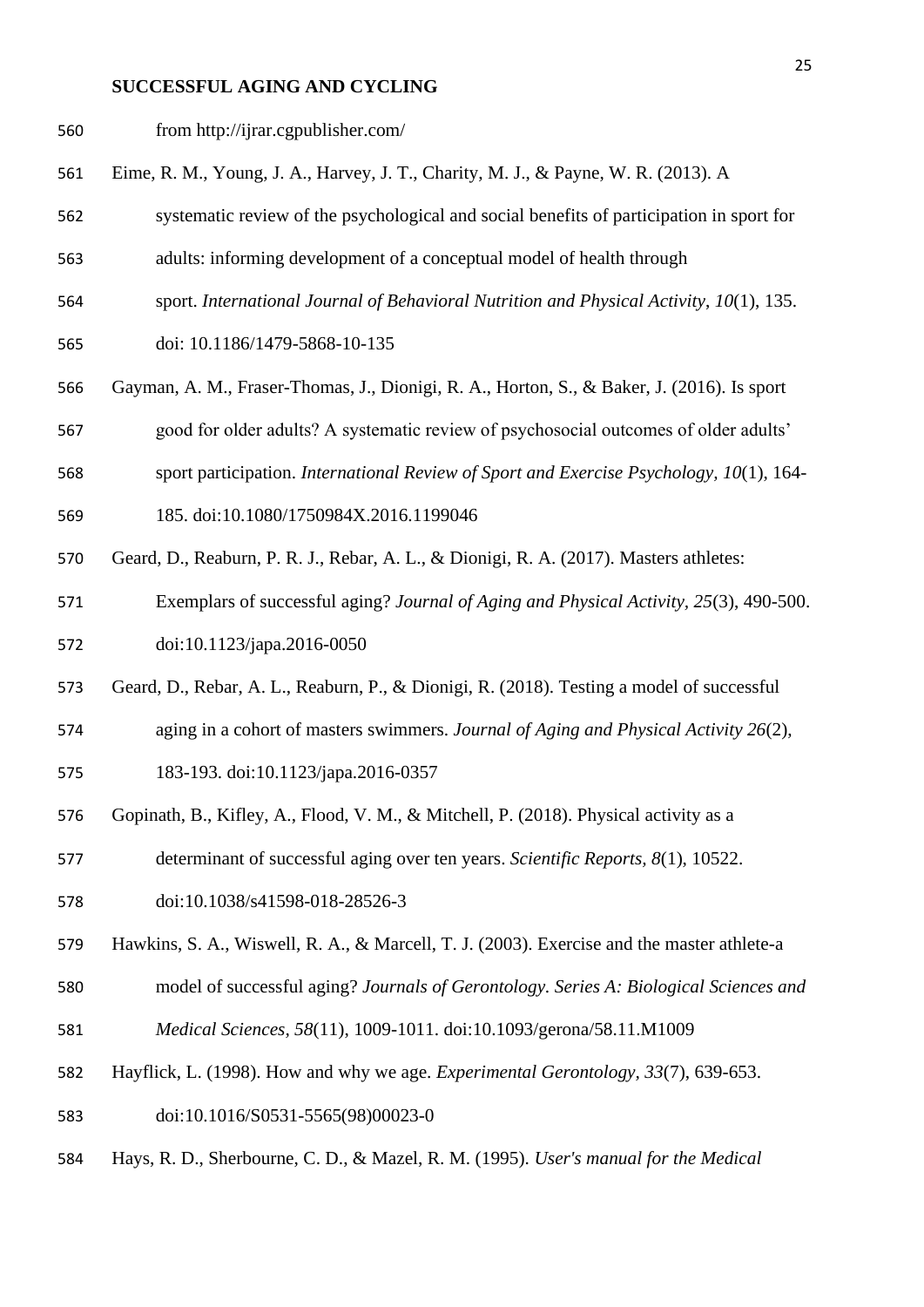from http://ijrar.cgpublisher.com/

Eime, R. M., Young, J. A., Harvey, J. T., Charity, M. J., & Payne, W. R. (2013). A systematic review of the psychological and social benefits of participation in sport for adults: informing development of a conceptual model of health through sport. *International Journal of Behavioral Nutrition and Physical Activity, 10*(1), 135. doi: 10.1186/1479-5868-10-135

Gayman, A. M., Fraser-Thomas, J., Dionigi, R. A., Horton, S., & Baker, J. (2016). Is sport good for older adults? A systematic review of psychosocial outcomes of older adults' sport participation. *International Review of Sport and Exercise Psychology, 10*(1), 164-185. doi:10.1080/1750984X.2016.1199046

Geard, D., Reaburn, P. R. J., Rebar, A. L., & Dionigi, R. A. (2017). Masters athletes: Exemplars of successful aging? *Journal of Aging and Physical Activity, 25*(3), 490-500. doi:10.1123/japa.2016-0050

Geard, D., Rebar, A. L., Reaburn, P., & Dionigi, R. (2018). Testing a model of successful aging in a cohort of masters swimmers. *Journal of Aging and Physical Activity 26*(2), 183-193. doi:10.1123/japa.2016-0357

Gopinath, B., Kifley, A., Flood, V. M., & Mitchell, P. (2018). Physical activity as a determinant of successful aging over ten years. *Scientific Reports, 8*(1), 10522. doi:10.1038/s41598-018-28526-3

Hawkins, S. A., Wiswell, R. A., & Marcell, T. J. (2003). Exercise and the master athlete-a model of successful aging? *Journals of Gerontology. Series A: Biological Sciences and Medical Sciences, 58*(11), 1009-1011. doi:10.1093/gerona/58.11.M1009

Hayflick, L. (1998). How and why we age. *Experimental Gerontology, 33*(7), 639-653. doi:10.1016/S0531-5565(98)00023-0

Hays, R. D., Sherbourne, C. D., & Mazel, R. M. (1995). *User's manual for the Medical*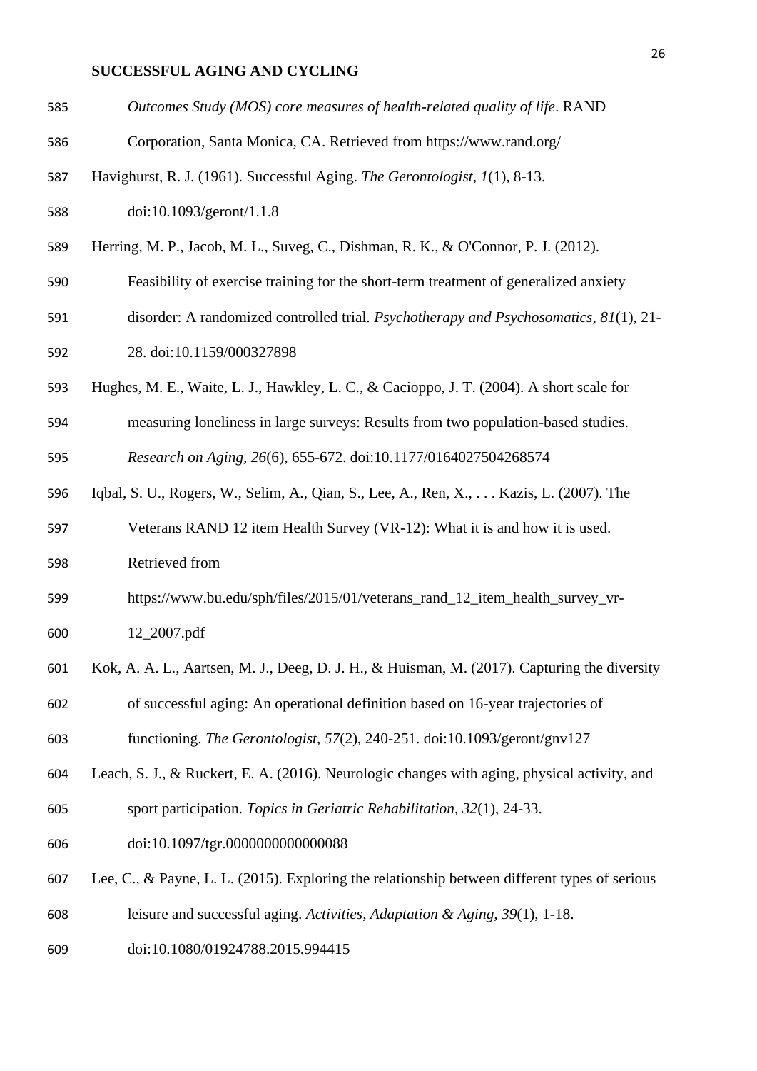*Outcomes Study (MOS) core measures of health-related quality of life*. RAND Corporation, Santa Monica, CA. Retrieved from https://www.rand.org/

Havighurst, R. J. (1961). Successful Aging. *The Gerontologist, 1*(1), 8-13. doi:10.1093/geront/1.1.8

Herring, M. P., Jacob, M. L., Suveg, C., Dishman, R. K., & O'Connor, P. J. (2012). Feasibility of exercise training for the short-term treatment of generalized anxiety disorder: A randomized controlled trial. *Psychotherapy and Psychosomatics, 81*(1), 21-28. doi:10.1159/000327898

Hughes, M. E., Waite, L. J., Hawkley, L. C., & Cacioppo, J. T. (2004). A short scale for measuring loneliness in large surveys: Results from two population-based studies. *Research on Aging, 26*(6), 655-672. doi:10.1177/0164027504268574

Iqbal, S. U., Rogers, W., Selim, A., Qian, S., Lee, A., Ren, X., . . . Kazis, L. (2007). The Veterans RAND 12 item Health Survey (VR-12): What it is and how it is used. Retrieved from https://www.bu.edu/sph/files/2015/01/veterans_rand_12_item_health_survey_vr-12_2007.pdf

Kok, A. A. L., Aartsen, M. J., Deeg, D. J. H., & Huisman, M. (2017). Capturing the diversity of successful aging: An operational definition based on 16-year trajectories of functioning. *The Gerontologist, 57*(2), 240-251. doi:10.1093/geront/gnv127

Leach, S. J., & Ruckert, E. A. (2016). Neurologic changes with aging, physical activity, and sport participation. *Topics in Geriatric Rehabilitation, 32*(1), 24-33. doi:10.1097/tgr.0000000000000088

Lee, C., & Payne, L. L. (2015). Exploring the relationship between different types of serious leisure and successful aging. *Activities, Adaptation & Aging, 39*(1), 1-18. doi:10.1080/01924788.2015.994415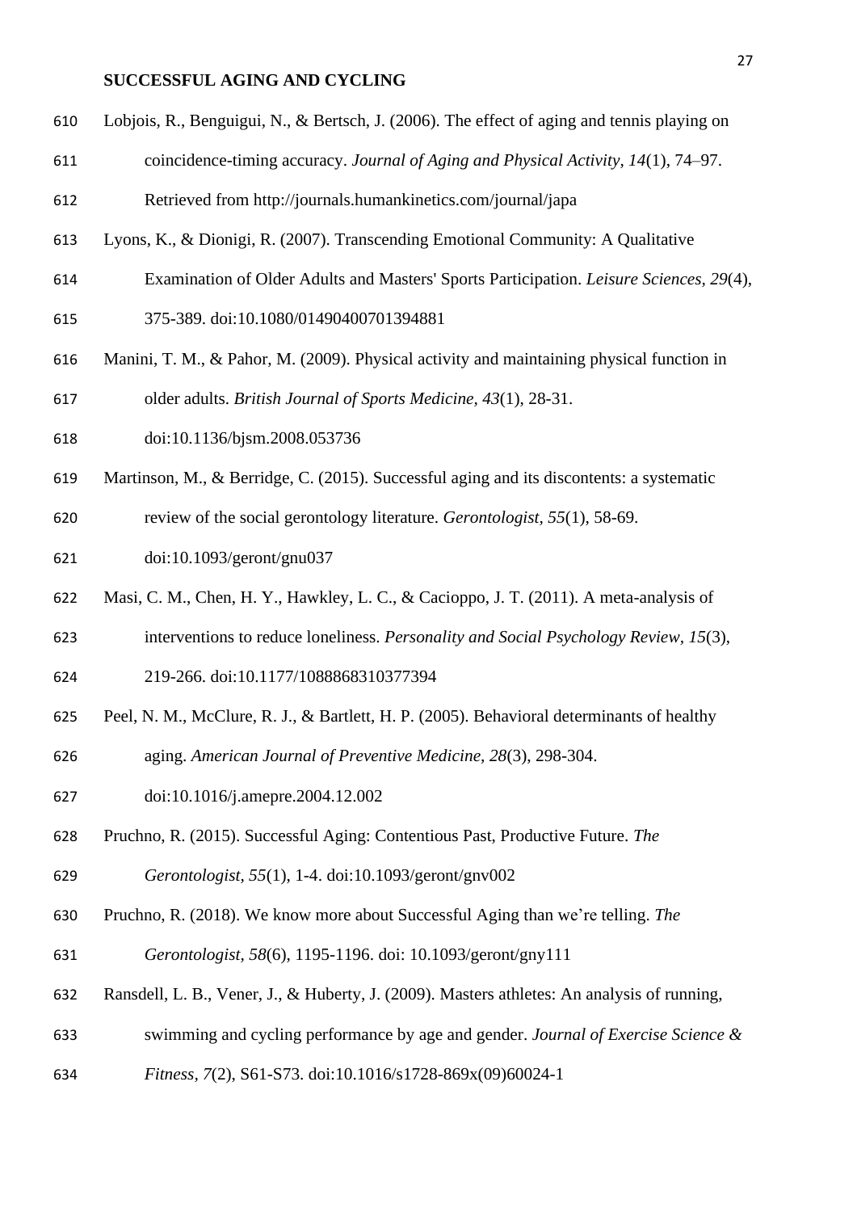Lobjois, R., Benguigui, N., & Bertsch, J. (2006). The effect of aging and tennis playing on coincidence-timing accuracy. *Journal of Aging and Physical Activity, 14*(1), 74–97. Retrieved from http://journals.humankinetics.com/journal/japa

Lyons, K., & Dionigi, R. (2007). Transcending Emotional Community: A Qualitative Examination of Older Adults and Masters' Sports Participation. *Leisure Sciences, 29*(4), 375-389. doi:10.1080/01490400701394881

Manini, T. M., & Pahor, M. (2009). Physical activity and maintaining physical function in older adults. *British Journal of Sports Medicine, 43*(1), 28-31. doi:10.1136/bjsm.2008.053736

Martinson, M., & Berridge, C. (2015). Successful aging and its discontents: a systematic review of the social gerontology literature. *Gerontologist, 55*(1), 58-69. doi:10.1093/geront/gnu037

Masi, C. M., Chen, H. Y., Hawkley, L. C., & Cacioppo, J. T. (2011). A meta-analysis of interventions to reduce loneliness. *Personality and Social Psychology Review, 15*(3), 219-266. doi:10.1177/1088868310377394

Peel, N. M., McClure, R. J., & Bartlett, H. P. (2005). Behavioral determinants of healthy aging. *American Journal of Preventive Medicine, 28*(3), 298-304. doi:10.1016/j.amepre.2004.12.002

Pruchno, R. (2015). Successful Aging: Contentious Past, Productive Future. *The Gerontologist, 55*(1), 1-4. doi:10.1093/geront/gnv002

Pruchno, R. (2018). We know more about Successful Aging than we're telling. *The Gerontologist, 58*(6), 1195-1196. doi: 10.1093/geront/gny111

Ransdell, L. B., Vener, J., & Huberty, J. (2009). Masters athletes: An analysis of running, swimming and cycling performance by age and gender. *Journal of Exercise Science & Fitness, 7*(2), S61-S73. doi:10.1016/s1728-869x(09)60024-1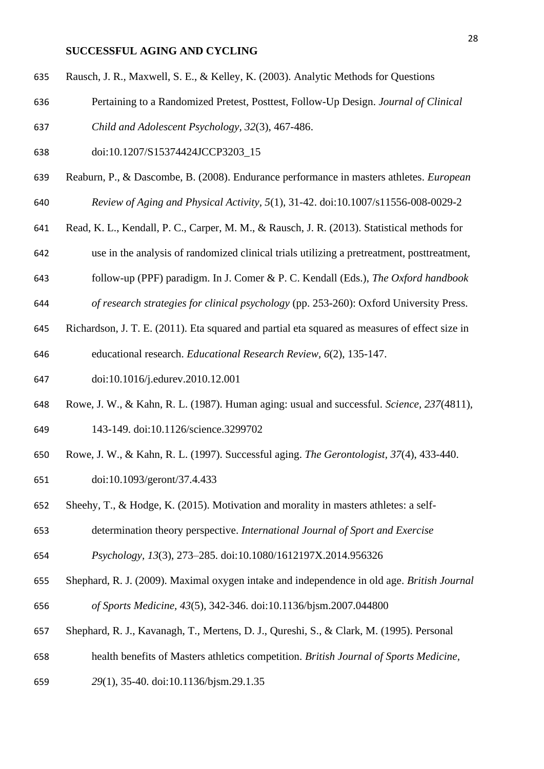Rausch, J. R., Maxwell, S. E., & Kelley, K. (2003). Analytic Methods for Questions Pertaining to a Randomized Pretest, Posttest, Follow-Up Design. *Journal of Clinical Child and Adolescent Psychology, 32*(3), 467-486. doi:10.1207/S15374424JCCP3203_15

Reaburn, P., & Dascombe, B. (2008). Endurance performance in masters athletes. *European Review of Aging and Physical Activity, 5*(1), 31-42. doi:10.1007/s11556-008-0029-2

Read, K. L., Kendall, P. C., Carper, M. M., & Rausch, J. R. (2013). Statistical methods for use in the analysis of randomized clinical trials utilizing a pretreatment, posttreatment, follow-up (PPF) paradigm. In J. Comer & P. C. Kendall (Eds.), *The Oxford handbook of research strategies for clinical psychology* (pp. 253-260): Oxford University Press.

Richardson, J. T. E. (2011). Eta squared and partial eta squared as measures of effect size in educational research. *Educational Research Review, 6*(2), 135-147. doi:10.1016/j.edurev.2010.12.001

Rowe, J. W., & Kahn, R. L. (1987). Human aging: usual and successful. *Science, 237*(4811), 143-149. doi:10.1126/science.3299702

Rowe, J. W., & Kahn, R. L. (1997). Successful aging. *The Gerontologist, 37*(4), 433-440. doi:10.1093/geront/37.4.433

Sheehy, T., & Hodge, K. (2015). Motivation and morality in masters athletes: a self-determination theory perspective. *International Journal of Sport and Exercise Psychology, 13*(3), 273–285. doi:10.1080/1612197X.2014.956326

Shephard, R. J. (2009). Maximal oxygen intake and independence in old age. *British Journal of Sports Medicine, 43*(5), 342-346. doi:10.1136/bjsm.2007.044800

Shephard, R. J., Kavanagh, T., Mertens, D. J., Qureshi, S., & Clark, M. (1995). Personal health benefits of Masters athletics competition. *British Journal of Sports Medicine, 29*(1), 35-40. doi:10.1136/bjsm.29.1.35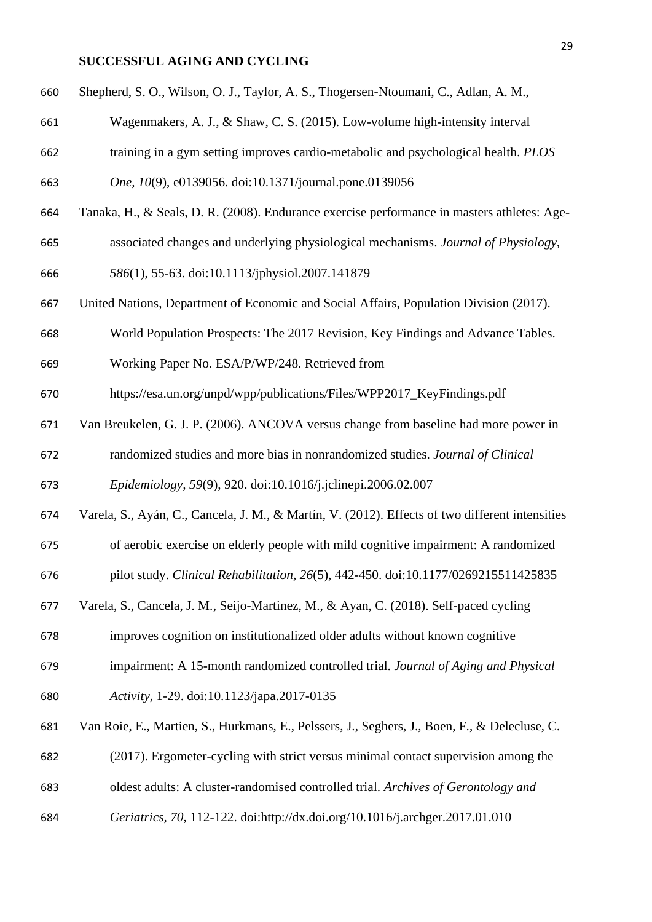Shepherd, S. O., Wilson, O. J., Taylor, A. S., Thogersen-Ntoumani, C., Adlan, A. M., Wagenmakers, A. J., & Shaw, C. S. (2015). Low-volume high-intensity interval training in a gym setting improves cardio-metabolic and psychological health. *PLOS One, 10*(9), e0139056. doi:10.1371/journal.pone.0139056

Tanaka, H., & Seals, D. R. (2008). Endurance exercise performance in masters athletes: Age-associated changes and underlying physiological mechanisms. *Journal of Physiology, 586*(1), 55-63. doi:10.1113/jphysiol.2007.141879

United Nations, Department of Economic and Social Affairs, Population Division (2017). World Population Prospects: The 2017 Revision, Key Findings and Advance Tables. Working Paper No. ESA/P/WP/248. Retrieved from https://esa.un.org/unpd/wpp/publications/Files/WPP2017_KeyFindings.pdf

Van Breukelen, G. J. P. (2006). ANCOVA versus change from baseline had more power in randomized studies and more bias in nonrandomized studies. *Journal of Clinical Epidemiology, 59*(9), 920. doi:10.1016/j.jclinepi.2006.02.007

Varela, S., Ayán, C., Cancela, J. M., & Martín, V. (2012). Effects of two different intensities of aerobic exercise on elderly people with mild cognitive impairment: A randomized pilot study. *Clinical Rehabilitation, 26*(5), 442-450. doi:10.1177/0269215511425835

Varela, S., Cancela, J. M., Seijo-Martinez, M., & Ayan, C. (2018). Self-paced cycling improves cognition on institutionalized older adults without known cognitive impairment: A 15-month randomized controlled trial. *Journal of Aging and Physical Activity*, 1-29. doi:10.1123/japa.2017-0135

Van Roie, E., Martien, S., Hurkmans, E., Pelssers, J., Seghers, J., Boen, F., & Delecluse, C. (2017). Ergometer-cycling with strict versus minimal contact supervision among the oldest adults: A cluster-randomised controlled trial. *Archives of Gerontology and Geriatrics, 70*, 112-122. doi:http://dx.doi.org/10.1016/j.archger.2017.01.010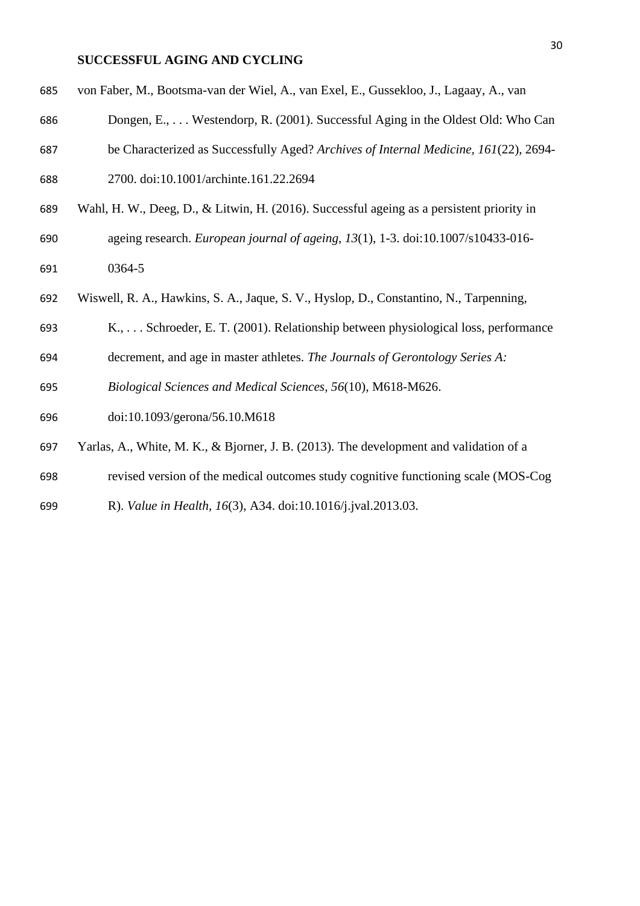von Faber, M., Bootsma-van der Wiel, A., van Exel, E., Gussekloo, J., Lagaay, A., van Dongen, E., . . . Westendorp, R. (2001). Successful Aging in the Oldest Old: Who Can be Characterized as Successfully Aged? *Archives of Internal Medicine, 161*(22), 2694-2700. doi:10.1001/archinte.161.22.2694

Wahl, H. W., Deeg, D., & Litwin, H. (2016). Successful ageing as a persistent priority in ageing research. *European journal of ageing, 13*(1), 1-3. doi:10.1007/s10433-016-0364-5

Wiswell, R. A., Hawkins, S. A., Jaque, S. V., Hyslop, D., Constantino, N., Tarpenning, K., . . . Schroeder, E. T. (2001). Relationship between physiological loss, performance decrement, and age in master athletes. *The Journals of Gerontology Series A: Biological Sciences and Medical Sciences, 56*(10), M618-M626. doi:10.1093/gerona/56.10.M618

Yarlas, A., White, M. K., & Bjorner, J. B. (2013). The development and validation of a revised version of the medical outcomes study cognitive functioning scale (MOS-Cog R). *Value in Health, 16*(3), A34. doi:10.1016/j.jval.2013.03.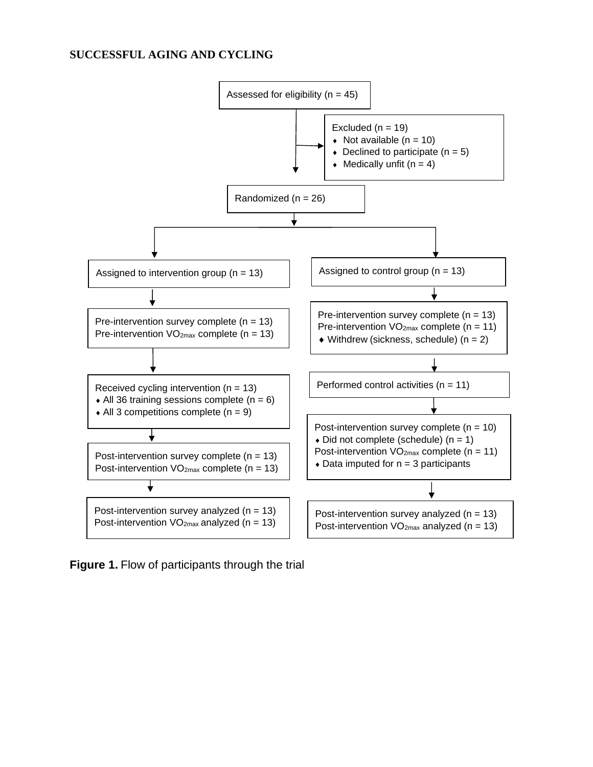Assessed for eligibility (n = 45)

Excluded (n = 19)
- Not available (n = 10)
- Declined to participate (n = 5)
- Medically unfit (n = 4)

Randomized (n = 26)

Assigned to intervention group (n = 13)

Pre-intervention survey complete (n = 13)
Pre-intervention $VO_{2max}$ complete (n = 13)

Received cycling intervention (n = 13)
- All 36 training sessions complete (n = 6)
- All 3 competitions complete (n = 9)

Post-intervention survey complete (n = 13)
Post-intervention $VO_{2max}$ complete (n = 13)

Post-intervention survey analyzed (n = 13)
Post-intervention $VO_{2max}$ analyzed (n = 13)

Assigned to control group (n = 13)

Pre-intervention survey complete (n = 13)
Pre-intervention $VO_{2max}$ complete (n = 11)
- Withdrew (sickness, schedule) (n = 2)

Performed control activities (n = 11)

Post-intervention survey complete (n = 10)
- Did not complete (schedule) (n = 1)

Post-intervention $VO_{2max}$ complete (n = 11)
- Data imputed for n = 3 participants

Post-intervention survey analyzed (n = 13)
Post-intervention $VO_{2max}$ analyzed (n = 13)

**Figure 1.** Flow of participants through the trial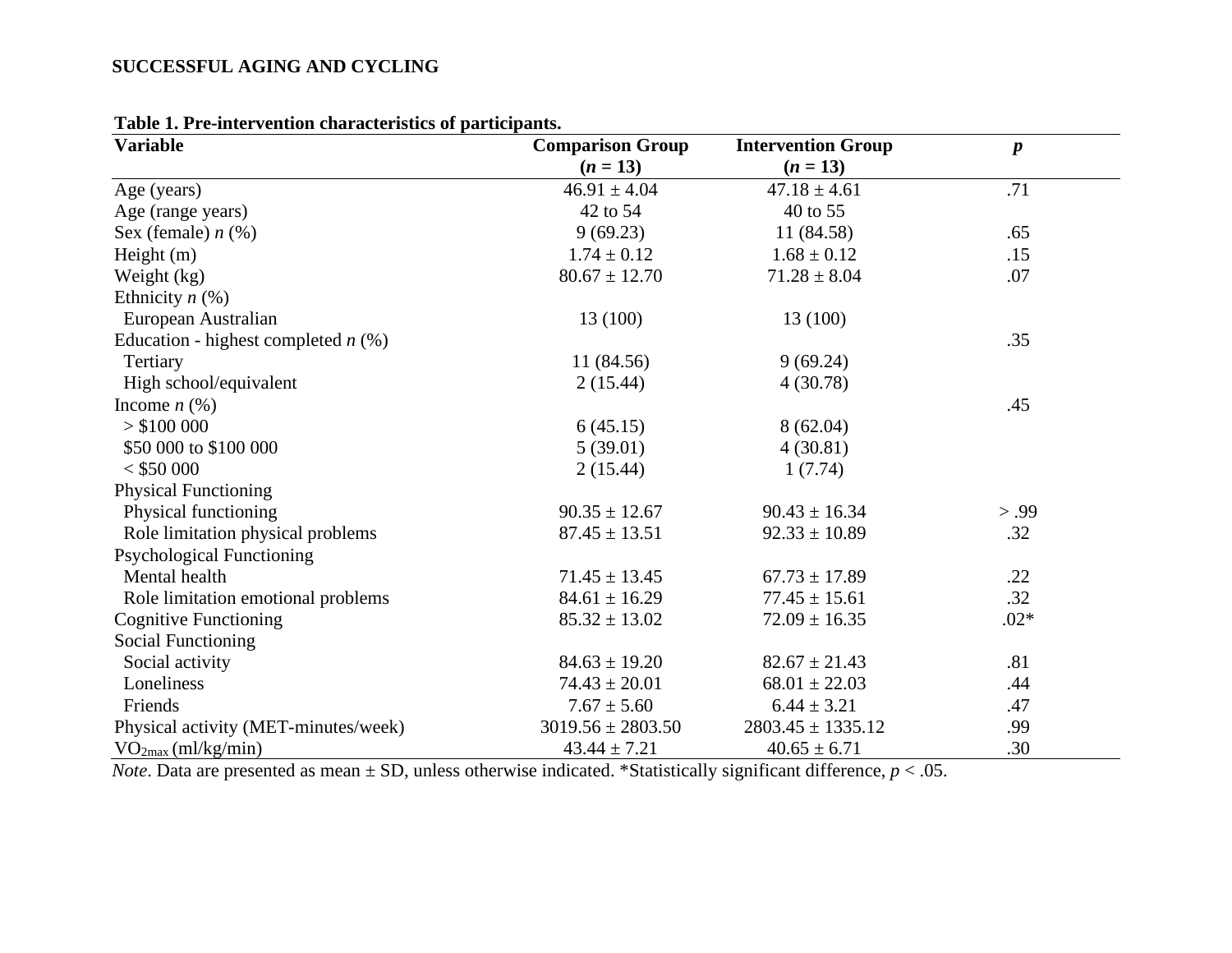**Table 1. Pre-intervention characteristics of participants.**

| Variable | Comparison Group ($n$ = 13) | Intervention Group ($n$ = 13) | $p$ |
|---|---|---|---|
| Age (years) | 46.91 ± 4.04 | 47.18 ± 4.61 | .71 |
| Age (range years) | 42 to 54 | 40 to 55 | |
| Sex (female) $n$ (%) | 9 (69.23) | 11 (84.58) | .65 |
| Height (m) | 1.74 ± 0.12 | 1.68 ± 0.12 | .15 |
| Weight (kg) | 80.67 ± 12.70 | 71.28 ± 8.04 | .07 |
| Ethnicity $n$ (%) | | | |
| European Australian | 13 (100) | 13 (100) | |
| Education - highest completed $n$ (%) | | | .35 |
| Tertiary | 11 (84.56) | 9 (69.24) | |
| High school/equivalent | 2 (15.44) | 4 (30.78) | |
| Income $n$ (%) | | | .45 |
| > $100 000 | 6 (45.15) | 8 (62.04) | |
| $50 000 to $100 000 | 5 (39.01) | 4 (30.81) | |
| < $50 000 | 2 (15.44) | 1 (7.74) | |
| Physical Functioning | | | |
| Physical functioning | 90.35 ± 12.67 | 90.43 ± 16.34 | > .99 |
| Role limitation physical problems | 87.45 ± 13.51 | 92.33 ± 10.89 | .32 |
| Psychological Functioning | | | |
| Mental health | 71.45 ± 13.45 | 67.73 ± 17.89 | .22 |
| Role limitation emotional problems | 84.61 ± 16.29 | 77.45 ± 15.61 | .32 |
| Cognitive Functioning | 85.32 ± 13.02 | 72.09 ± 16.35 | .02* |
| Social Functioning | | | |
| Social activity | 84.63 ± 19.20 | 82.67 ± 21.43 | .81 |
| Loneliness | 74.43 ± 20.01 | 68.01 ± 22.03 | .44 |
| Friends | 7.67 ± 5.60 | 6.44 ± 3.21 | .47 |
| Physical activity (MET-minutes/week) | 3019.56 ± 2803.50 | 2803.45 ± 1335.12 | .99 |
| $VO_{2max}$ (ml/kg/min) | 43.44 ± 7.21 | 40.65 ± 6.71 | .30 |

*Note*. Data are presented as mean ± SD, unless otherwise indicated. *Statistically significant difference, $p < .05$.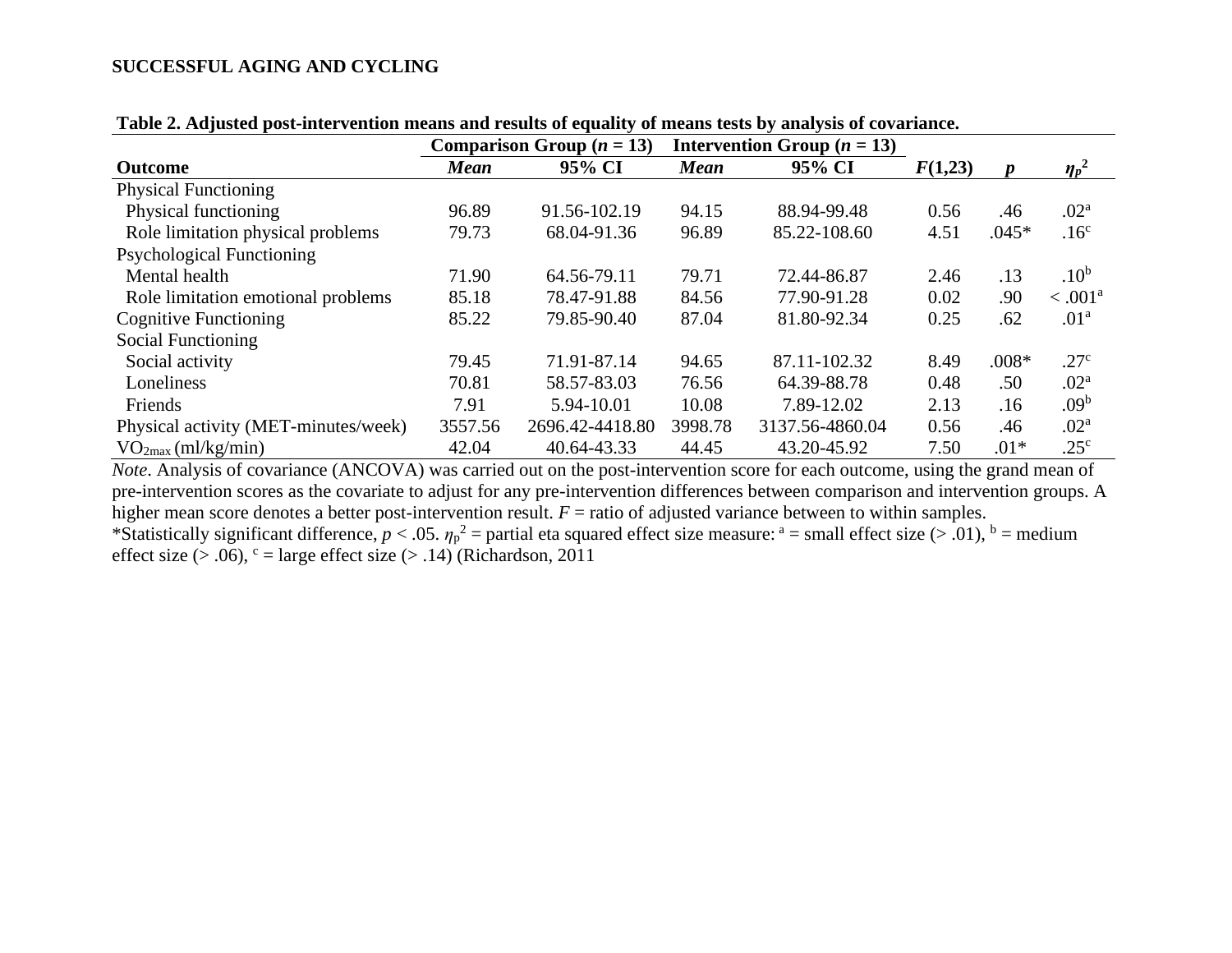**Table 2. Adjusted post-intervention means and results of equality of means tests by analysis of covariance.**

| | Comparison Group ($n$ = 13) | | Intervention Group ($n$ = 13) | | | | |
|---|---|---|---|---|---|---|---|
| **Outcome** | ***Mean*** | **95% CI** | ***Mean*** | **95% CI** | $F(1,23)$ | $p$ | $\eta_p^2$ |
| Physical Functioning | | | | | | | |
| Physical functioning | 96.89 | 91.56-102.19 | 94.15 | 88.94-99.48 | 0.56 | .46 | .02[a] |
| Role limitation physical problems | 79.73 | 68.04-91.36 | 96.89 | 85.22-108.60 | 4.51 | .045* | .16[c] |
| Psychological Functioning | | | | | | | |
| Mental health | 71.90 | 64.56-79.11 | 79.71 | 72.44-86.87 | 2.46 | .13 | .10[b] |
| Role limitation emotional problems | 85.18 | 78.47-91.88 | 84.56 | 77.90-91.28 | 0.02 | .90 | < .001[a] |
| Cognitive Functioning | 85.22 | 79.85-90.40 | 87.04 | 81.80-92.34 | 0.25 | .62 | .01[a] |
| Social Functioning | | | | | | | |
| Social activity | 79.45 | 71.91-87.14 | 94.65 | 87.11-102.32 | 8.49 | .008* | .27[c] |
| Loneliness | 70.81 | 58.57-83.03 | 76.56 | 64.39-88.78 | 0.48 | .50 | .02[a] |
| Friends | 7.91 | 5.94-10.01 | 10.08 | 7.89-12.02 | 2.13 | .16 | .09[b] |
| Physical activity (MET-minutes/week) | 3557.56 | 2696.42-4418.80 | 3998.78 | 3137.56-4860.04 | 0.56 | .46 | .02[a] |
| $VO_{2max}$ (ml/kg/min) | 42.04 | 40.64-43.33 | 44.45 | 43.20-45.92 | 7.50 | .01* | .25[c] |

*Note*. Analysis of covariance (ANCOVA) was carried out on the post-intervention score for each outcome, using the grand mean of pre-intervention scores as the covariate to adjust for any pre-intervention differences between comparison and intervention groups. A higher mean score denotes a better post-intervention result. $F$ = ratio of adjusted variance between to within samples.

*Statistically significant difference, $p < .05$. $\eta_p^2$ = partial eta squared effect size measure: [a] = small effect size (> .01), [b] = medium effect size (> .06), [c] = large effect size (> .14) (Richardson, 2011